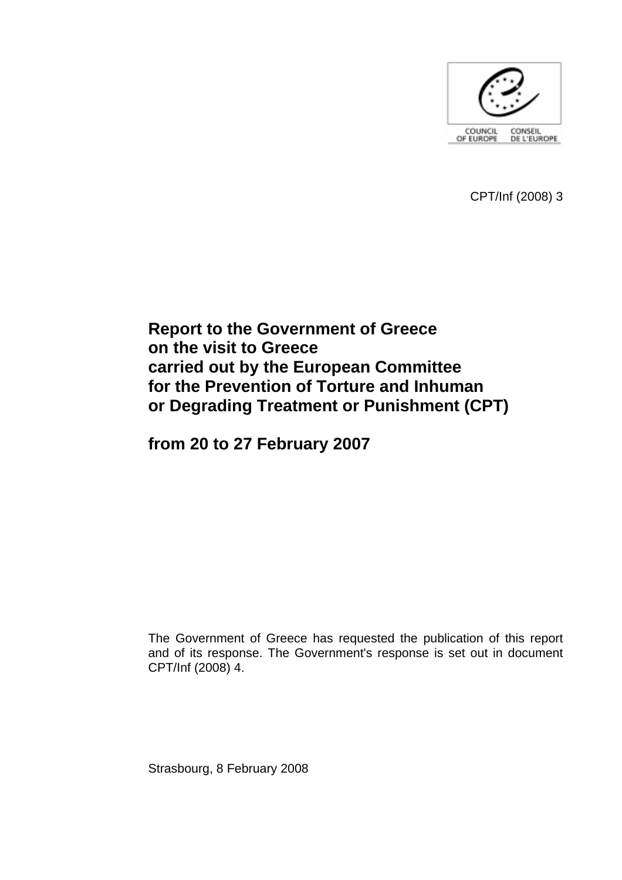COUNCIL OF EUROPE CONSEIL DE L'EUROPE

CPT/Inf (2008) 3

# Report to the Government of Greece on the visit to Greece carried out by the European Committee for the Prevention of Torture and Inhuman or Degrading Treatment or Punishment (CPT)

# from 20 to 27 February 2007

The Government of Greece has requested the publication of this report and of its response. The Government's response is set out in document CPT/Inf (2008) 4.

Strasbourg, 8 February 2008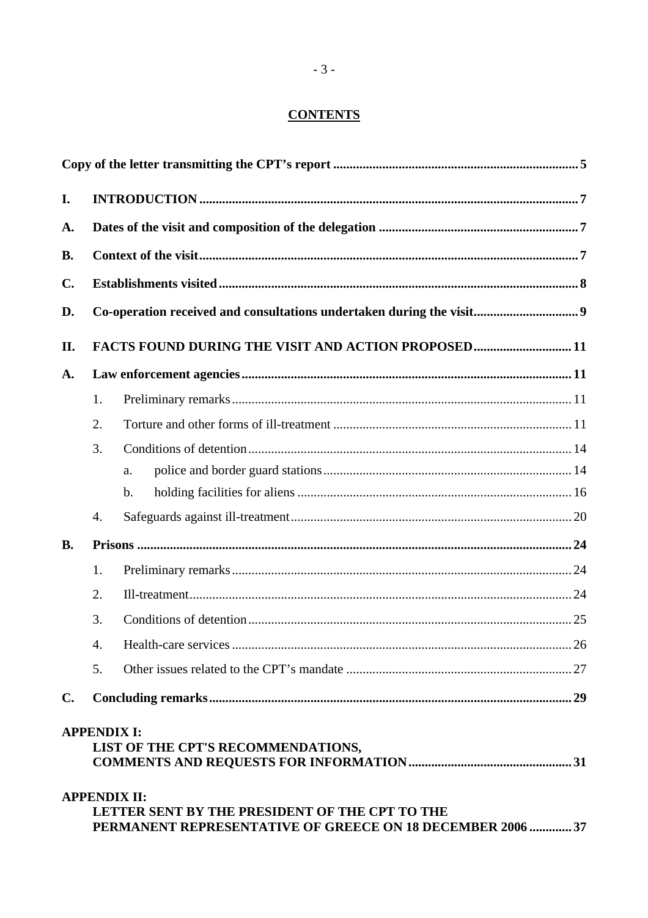# CONTENTS

| | | | |
|---|---|---|---|
| **Copy of the letter transmitting the CPT's report** | | | **5** |
| **I.** | **INTRODUCTION** | | **7** |
| **A.** | **Dates of the visit and composition of the delegation** | | **7** |
| **B.** | **Context of the visit** | | **7** |
| **C.** | **Establishments visited** | | **8** |
| **D.** | **Co-operation received and consultations undertaken during the visit** | | **9** |
| **II.** | **FACTS FOUND DURING THE VISIT AND ACTION PROPOSED** | | **11** |
| **A.** | **Law enforcement agencies** | | **11** |
| | 1. | Preliminary remarks | 11 |
| | 2. | Torture and other forms of ill-treatment | 11 |
| | 3. | Conditions of detention | 14 |
| | | a. police and border guard stations | 14 |
| | | b. holding facilities for aliens | 16 |
| | 4. | Safeguards against ill-treatment | 20 |
| **B.** | **Prisons** | | **24** |
| | 1. | Preliminary remarks | 24 |
| | 2. | Ill-treatment | 24 |
| | 3. | Conditions of detention | 25 |
| | 4. | Health-care services | 26 |
| | 5. | Other issues related to the CPT's mandate | 27 |
| **C.** | **Concluding remarks** | | **29** |
| **APPENDIX I: LIST OF THE CPT'S RECOMMENDATIONS, COMMENTS AND REQUESTS FOR INFORMATION** | | | **31** |
| **APPENDIX II: LETTER SENT BY THE PRESIDENT OF THE CPT TO THE PERMANENT REPRESENTATIVE OF GREECE ON 18 DECEMBER 2006** | | | **37** |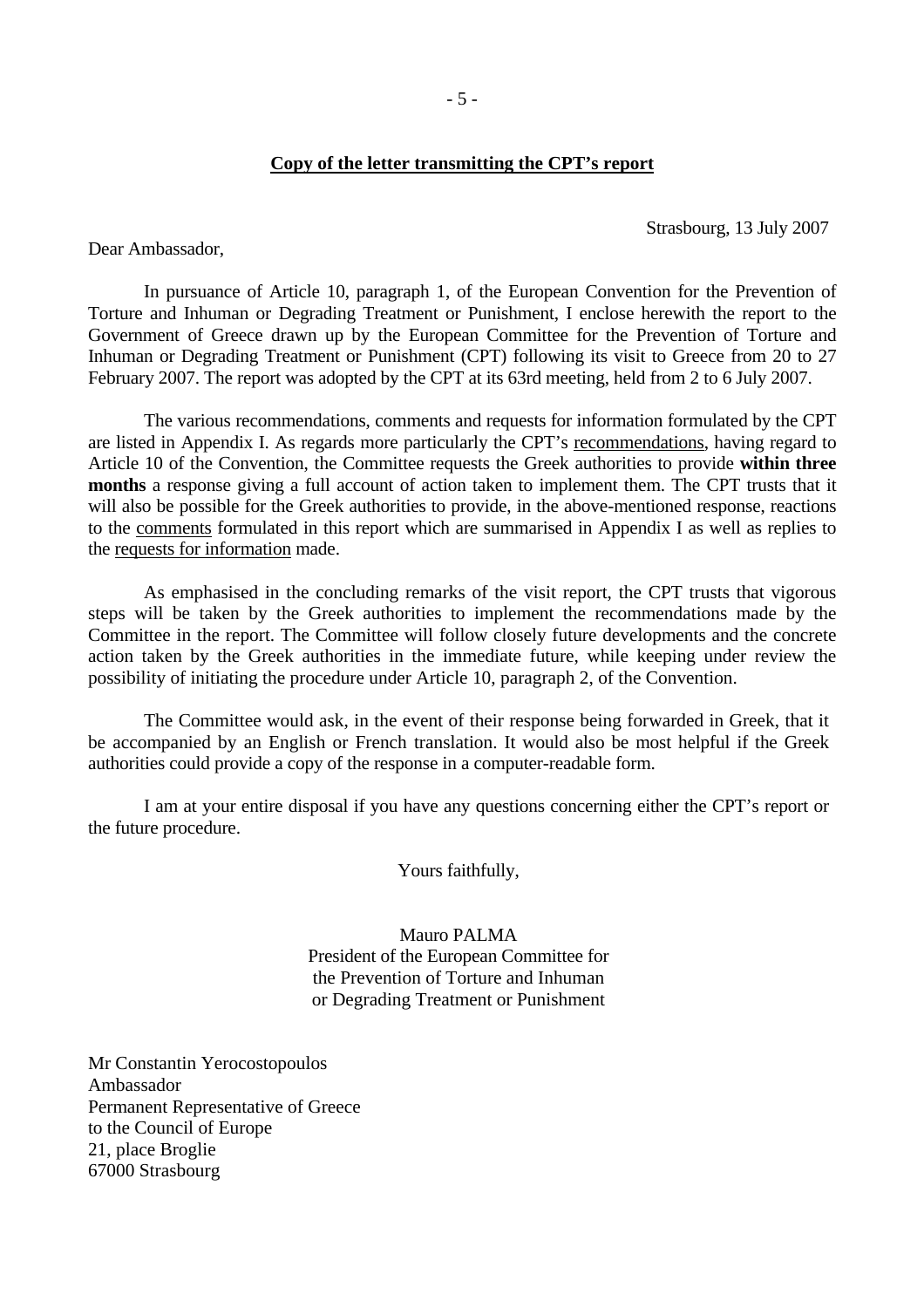**Copy of the letter transmitting the CPT's report**

Strasbourg, 13 July 2007

Dear Ambassador,

In pursuance of Article 10, paragraph 1, of the European Convention for the Prevention of Torture and Inhuman or Degrading Treatment or Punishment, I enclose herewith the report to the Government of Greece drawn up by the European Committee for the Prevention of Torture and Inhuman or Degrading Treatment or Punishment (CPT) following its visit to Greece from 20 to 27 February 2007. The report was adopted by the CPT at its 63rd meeting, held from 2 to 6 July 2007.

The various recommendations, comments and requests for information formulated by the CPT are listed in Appendix I. As regards more particularly the CPT's recommendations, having regard to Article 10 of the Convention, the Committee requests the Greek authorities to provide **within three months** a response giving a full account of action taken to implement them. The CPT trusts that it will also be possible for the Greek authorities to provide, in the above-mentioned response, reactions to the comments formulated in this report which are summarised in Appendix I as well as replies to the requests for information made.

As emphasised in the concluding remarks of the visit report, the CPT trusts that vigorous steps will be taken by the Greek authorities to implement the recommendations made by the Committee in the report. The Committee will follow closely future developments and the concrete action taken by the Greek authorities in the immediate future, while keeping under review the possibility of initiating the procedure under Article 10, paragraph 2, of the Convention.

The Committee would ask, in the event of their response being forwarded in Greek, that it be accompanied by an English or French translation. It would also be most helpful if the Greek authorities could provide a copy of the response in a computer-readable form.

I am at your entire disposal if you have any questions concerning either the CPT's report or the future procedure.

Yours faithfully,

Mauro PALMA
President of the European Committee for the Prevention of Torture and Inhuman or Degrading Treatment or Punishment

Mr Constantin Yerocostopoulos
Ambassador
Permanent Representative of Greece
to the Council of Europe
21, place Broglie
67000 Strasbourg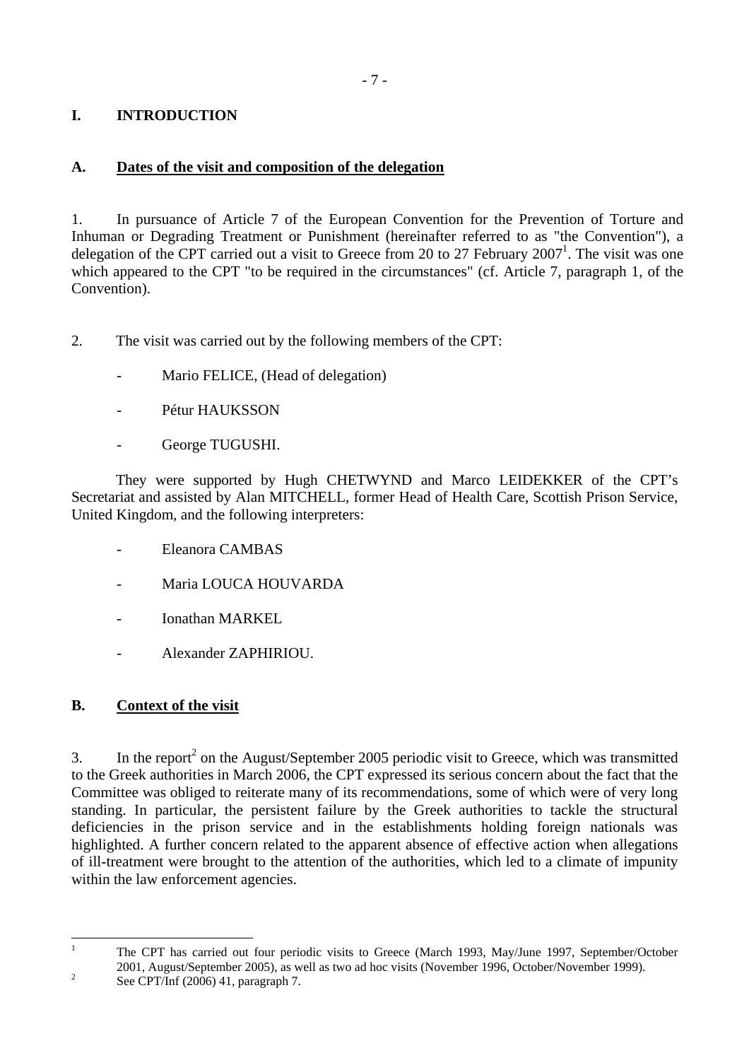# I. INTRODUCTION

## A. Dates of the visit and composition of the delegation

1. In pursuance of Article 7 of the European Convention for the Prevention of Torture and Inhuman or Degrading Treatment or Punishment (hereinafter referred to as "the Convention"), a delegation of the CPT carried out a visit to Greece from 20 to 27 February 2007[1]. The visit was one which appeared to the CPT "to be required in the circumstances" (cf. Article 7, paragraph 1, of the Convention).

2. The visit was carried out by the following members of the CPT:

- Mario FELICE, (Head of delegation)
- Pétur HAUKSSON
- George TUGUSHI.

They were supported by Hugh CHETWYND and Marco LEIDEKKER of the CPT's Secretariat and assisted by Alan MITCHELL, former Head of Health Care, Scottish Prison Service, United Kingdom, and the following interpreters:

- Eleanora CAMBAS
- Maria LOUCA HOUVARDA
- Ionathan MARKEL
- Alexander ZAPHIRIOU.

## B. Context of the visit

3. In the report[2] on the August/September 2005 periodic visit to Greece, which was transmitted to the Greek authorities in March 2006, the CPT expressed its serious concern about the fact that the Committee was obliged to reiterate many of its recommendations, some of which were of very long standing. In particular, the persistent failure by the Greek authorities to tackle the structural deficiencies in the prison service and in the establishments holding foreign nationals was highlighted. A further concern related to the apparent absence of effective action when allegations of ill-treatment were brought to the attention of the authorities, which led to a climate of impunity within the law enforcement agencies.

---

[1] The CPT has carried out four periodic visits to Greece (March 1993, May/June 1997, September/October 2001, August/September 2005), as well as two ad hoc visits (November 1996, October/November 1999).

[2] See CPT/Inf (2006) 41, paragraph 7.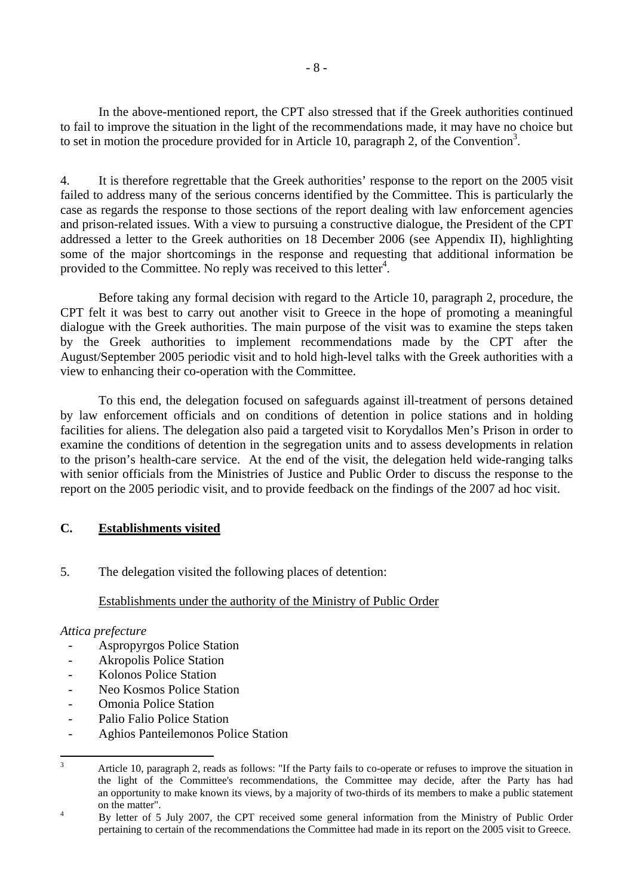In the above-mentioned report, the CPT also stressed that if the Greek authorities continued to fail to improve the situation in the light of the recommendations made, it may have no choice but to set in motion the procedure provided for in Article 10, paragraph 2, of the Convention[3].

4. It is therefore regrettable that the Greek authorities' response to the report on the 2005 visit failed to address many of the serious concerns identified by the Committee. This is particularly the case as regards the response to those sections of the report dealing with law enforcement agencies and prison-related issues. With a view to pursuing a constructive dialogue, the President of the CPT addressed a letter to the Greek authorities on 18 December 2006 (see Appendix II), highlighting some of the major shortcomings in the response and requesting that additional information be provided to the Committee. No reply was received to this letter[4].

Before taking any formal decision with regard to the Article 10, paragraph 2, procedure, the CPT felt it was best to carry out another visit to Greece in the hope of promoting a meaningful dialogue with the Greek authorities. The main purpose of the visit was to examine the steps taken by the Greek authorities to implement recommendations made by the CPT after the August/September 2005 periodic visit and to hold high-level talks with the Greek authorities with a view to enhancing their co-operation with the Committee.

To this end, the delegation focused on safeguards against ill-treatment of persons detained by law enforcement officials and on conditions of detention in police stations and in holding facilities for aliens. The delegation also paid a targeted visit to Korydallos Men's Prison in order to examine the conditions of detention in the segregation units and to assess developments in relation to the prison's health-care service. At the end of the visit, the delegation held wide-ranging talks with senior officials from the Ministries of Justice and Public Order to discuss the response to the report on the 2005 periodic visit, and to provide feedback on the findings of the 2007 ad hoc visit.

## C. Establishments visited

5. The delegation visited the following places of detention:

Establishments under the authority of the Ministry of Public Order

*Attica prefecture*

- Aspropyrgos Police Station
- Akropolis Police Station
- Kolonos Police Station
- Neo Kosmos Police Station
- Omonia Police Station
- Palio Falio Police Station
- Aghios Panteilemonos Police Station

---

[3] Article 10, paragraph 2, reads as follows: "If the Party fails to co-operate or refuses to improve the situation in the light of the Committee's recommendations, the Committee may decide, after the Party has had an opportunity to make known its views, by a majority of two-thirds of its members to make a public statement on the matter".

[4] By letter of 5 July 2007, the CPT received some general information from the Ministry of Public Order pertaining to certain of the recommendations the Committee had made in its report on the 2005 visit to Greece.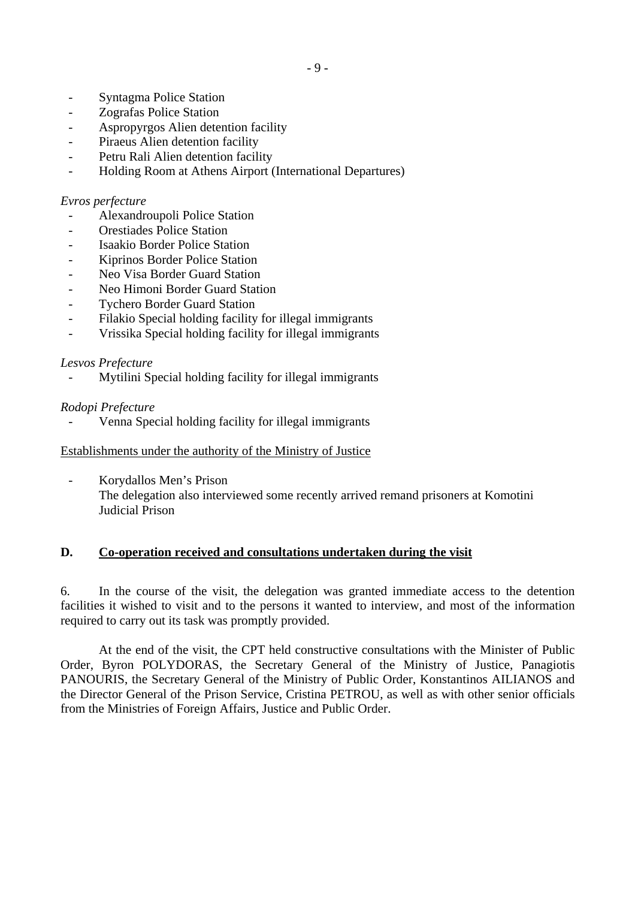- Syntagma Police Station
- Zografas Police Station
- Aspropyrgos Alien detention facility
- Piraeus Alien detention facility
- Petru Rali Alien detention facility
- Holding Room at Athens Airport (International Departures)

*Evros perfecture*

- Alexandroupoli Police Station
- Orestiades Police Station
- Isaakio Border Police Station
- Kiprinos Border Police Station
- Neo Visa Border Guard Station
- Neo Himoni Border Guard Station
- Tychero Border Guard Station
- Filakio Special holding facility for illegal immigrants
- Vrissika Special holding facility for illegal immigrants

*Lesvos Prefecture*

- Mytilini Special holding facility for illegal immigrants

*Rodopi Prefecture*

- Venna Special holding facility for illegal immigrants

<u>Establishments under the authority of the Ministry of Justice</u>

- Korydallos Men's Prison
  The delegation also interviewed some recently arrived remand prisoners at Komotini Judicial Prison

## D. Co-operation received and consultations undertaken during the visit

6. In the course of the visit, the delegation was granted immediate access to the detention facilities it wished to visit and to the persons it wanted to interview, and most of the information required to carry out its task was promptly provided.

At the end of the visit, the CPT held constructive consultations with the Minister of Public Order, Byron POLYDORAS, the Secretary General of the Ministry of Justice, Panagiotis PANOURIS, the Secretary General of the Ministry of Public Order, Konstantinos AILIANOS and the Director General of the Prison Service, Cristina PETROU, as well as with other senior officials from the Ministries of Foreign Affairs, Justice and Public Order.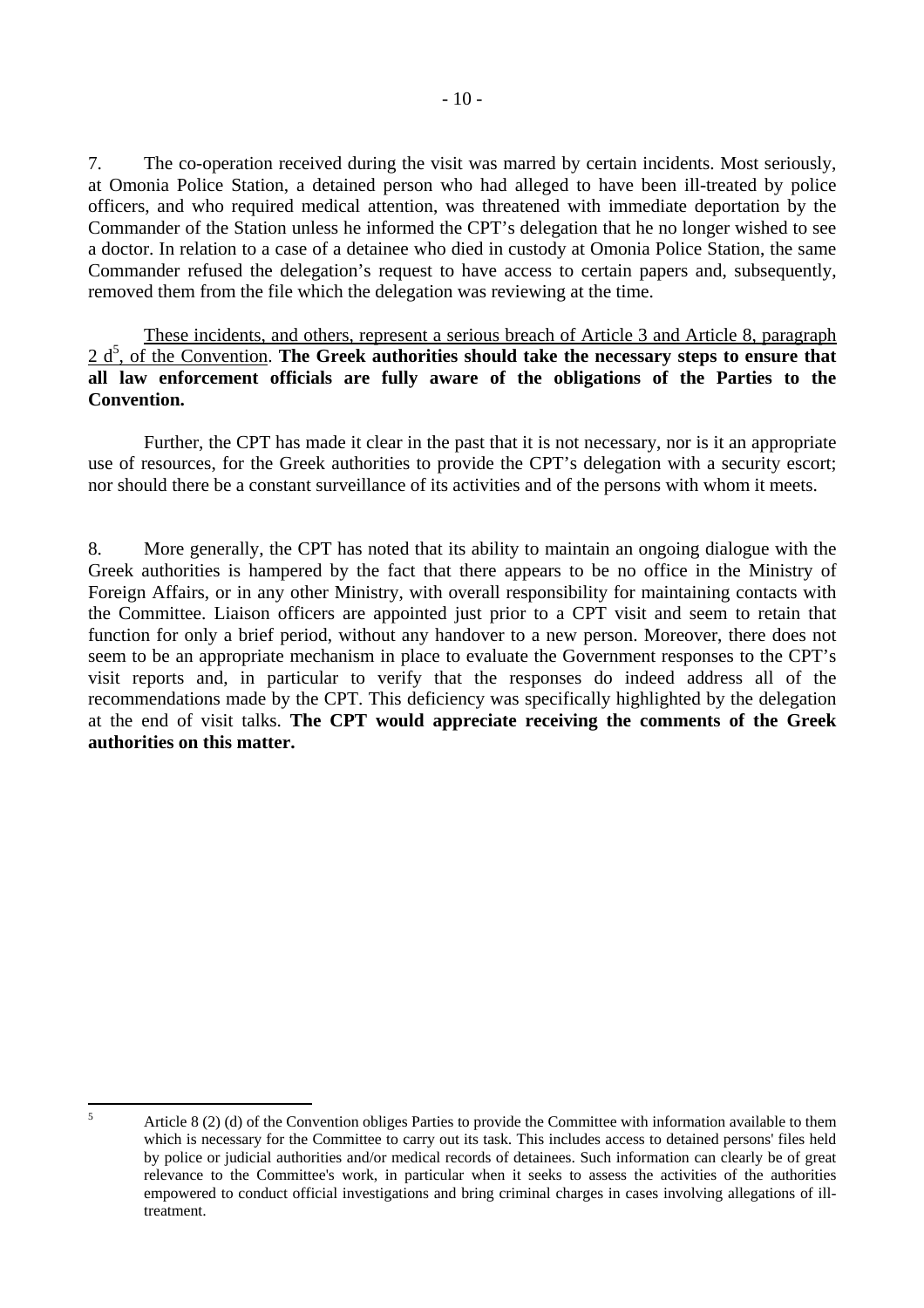7. The co-operation received during the visit was marred by certain incidents. Most seriously, at Omonia Police Station, a detained person who had alleged to have been ill-treated by police officers, and who required medical attention, was threatened with immediate deportation by the Commander of the Station unless he informed the CPT's delegation that he no longer wished to see a doctor. In relation to a case of a detainee who died in custody at Omonia Police Station, the same Commander refused the delegation's request to have access to certain papers and, subsequently, removed them from the file which the delegation was reviewing at the time.

These incidents, and others, represent a serious breach of Article 3 and Article 8, paragraph 2 d[5], of the Convention. **The Greek authorities should take the necessary steps to ensure that all law enforcement officials are fully aware of the obligations of the Parties to the Convention.**

Further, the CPT has made it clear in the past that it is not necessary, nor is it an appropriate use of resources, for the Greek authorities to provide the CPT's delegation with a security escort; nor should there be a constant surveillance of its activities and of the persons with whom it meets.

8. More generally, the CPT has noted that its ability to maintain an ongoing dialogue with the Greek authorities is hampered by the fact that there appears to be no office in the Ministry of Foreign Affairs, or in any other Ministry, with overall responsibility for maintaining contacts with the Committee. Liaison officers are appointed just prior to a CPT visit and seem to retain that function for only a brief period, without any handover to a new person. Moreover, there does not seem to be an appropriate mechanism in place to evaluate the Government responses to the CPT's visit reports and, in particular to verify that the responses do indeed address all of the recommendations made by the CPT. This deficiency was specifically highlighted by the delegation at the end of visit talks. **The CPT would appreciate receiving the comments of the Greek authorities on this matter.**

---

[5] Article 8 (2) (d) of the Convention obliges Parties to provide the Committee with information available to them which is necessary for the Committee to carry out its task. This includes access to detained persons' files held by police or judicial authorities and/or medical records of detainees. Such information can clearly be of great relevance to the Committee's work, in particular when it seeks to assess the activities of the authorities empowered to conduct official investigations and bring criminal charges in cases involving allegations of ill-treatment.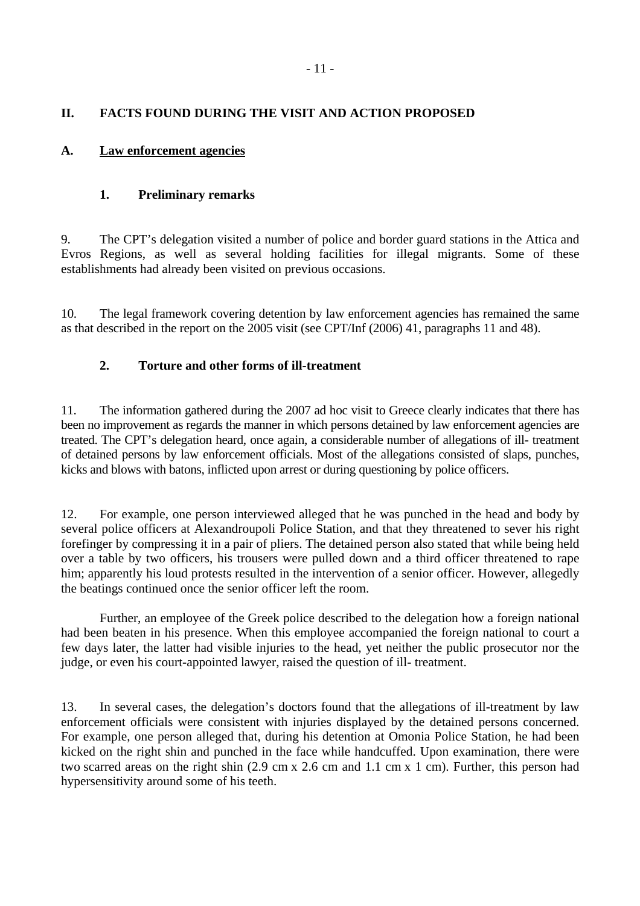## II. FACTS FOUND DURING THE VISIT AND ACTION PROPOSED

### A. Law enforcement agencies

#### 1. Preliminary remarks

9. The CPT's delegation visited a number of police and border guard stations in the Attica and Evros Regions, as well as several holding facilities for illegal migrants. Some of these establishments had already been visited on previous occasions.

10. The legal framework covering detention by law enforcement agencies has remained the same as that described in the report on the 2005 visit (see CPT/Inf (2006) 41, paragraphs 11 and 48).

#### 2. Torture and other forms of ill-treatment

11. The information gathered during the 2007 ad hoc visit to Greece clearly indicates that there has been no improvement as regards the manner in which persons detained by law enforcement agencies are treated. The CPT's delegation heard, once again, a considerable number of allegations of ill- treatment of detained persons by law enforcement officials. Most of the allegations consisted of slaps, punches, kicks and blows with batons, inflicted upon arrest or during questioning by police officers.

12. For example, one person interviewed alleged that he was punched in the head and body by several police officers at Alexandroupoli Police Station, and that they threatened to sever his right forefinger by compressing it in a pair of pliers. The detained person also stated that while being held over a table by two officers, his trousers were pulled down and a third officer threatened to rape him; apparently his loud protests resulted in the intervention of a senior officer. However, allegedly the beatings continued once the senior officer left the room.

Further, an employee of the Greek police described to the delegation how a foreign national had been beaten in his presence. When this employee accompanied the foreign national to court a few days later, the latter had visible injuries to the head, yet neither the public prosecutor nor the judge, or even his court-appointed lawyer, raised the question of ill- treatment.

13. In several cases, the delegation's doctors found that the allegations of ill-treatment by law enforcement officials were consistent with injuries displayed by the detained persons concerned. For example, one person alleged that, during his detention at Omonia Police Station, he had been kicked on the right shin and punched in the face while handcuffed. Upon examination, there were two scarred areas on the right shin (2.9 cm x 2.6 cm and 1.1 cm x 1 cm). Further, this person had hypersensitivity around some of his teeth.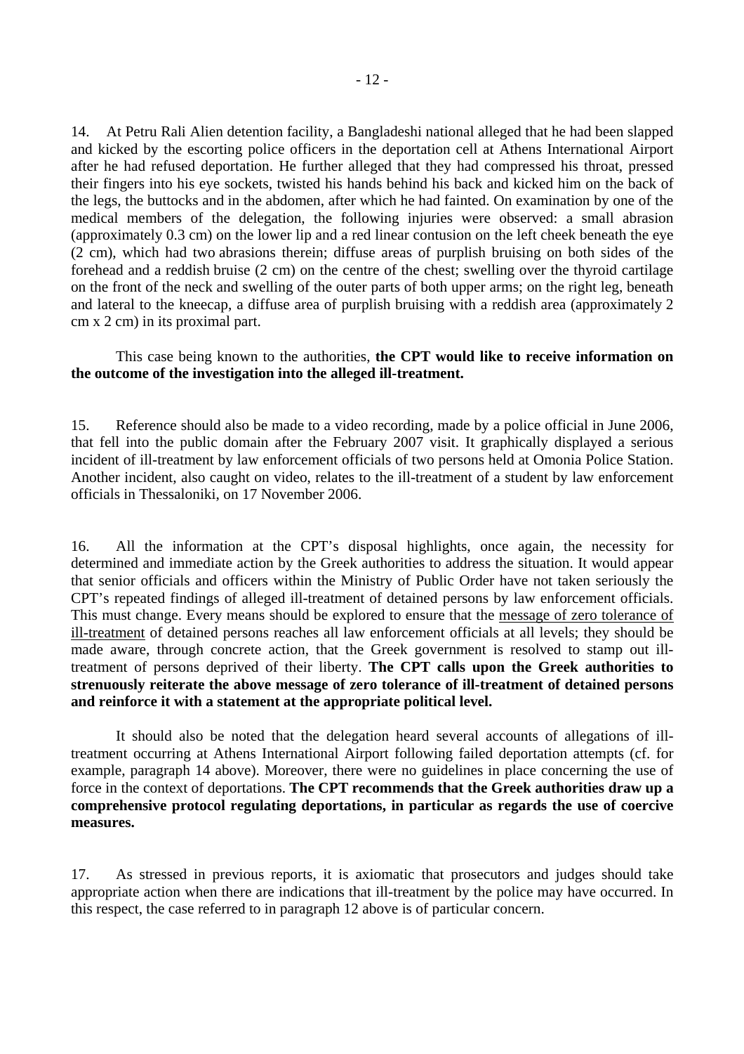14. At Petru Rali Alien detention facility, a Bangladeshi national alleged that he had been slapped and kicked by the escorting police officers in the deportation cell at Athens International Airport after he had refused deportation. He further alleged that they had compressed his throat, pressed their fingers into his eye sockets, twisted his hands behind his back and kicked him on the back of the legs, the buttocks and in the abdomen, after which he had fainted. On examination by one of the medical members of the delegation, the following injuries were observed: a small abrasion (approximately 0.3 cm) on the lower lip and a red linear contusion on the left cheek beneath the eye (2 cm), which had two abrasions therein; diffuse areas of purplish bruising on both sides of the forehead and a reddish bruise (2 cm) on the centre of the chest; swelling over the thyroid cartilage on the front of the neck and swelling of the outer parts of both upper arms; on the right leg, beneath and lateral to the kneecap, a diffuse area of purplish bruising with a reddish area (approximately 2 cm x 2 cm) in its proximal part.

This case being known to the authorities, **the CPT would like to receive information on the outcome of the investigation into the alleged ill-treatment.**

15. Reference should also be made to a video recording, made by a police official in June 2006, that fell into the public domain after the February 2007 visit. It graphically displayed a serious incident of ill-treatment by law enforcement officials of two persons held at Omonia Police Station. Another incident, also caught on video, relates to the ill-treatment of a student by law enforcement officials in Thessaloniki, on 17 November 2006.

16. All the information at the CPT's disposal highlights, once again, the necessity for determined and immediate action by the Greek authorities to address the situation. It would appear that senior officials and officers within the Ministry of Public Order have not taken seriously the CPT's repeated findings of alleged ill-treatment of detained persons by law enforcement officials. This must change. Every means should be explored to ensure that the message of zero tolerance of ill-treatment of detained persons reaches all law enforcement officials at all levels; they should be made aware, through concrete action, that the Greek government is resolved to stamp out ill-treatment of persons deprived of their liberty. **The CPT calls upon the Greek authorities to strenuously reiterate the above message of zero tolerance of ill-treatment of detained persons and reinforce it with a statement at the appropriate political level.**

It should also be noted that the delegation heard several accounts of allegations of ill-treatment occurring at Athens International Airport following failed deportation attempts (cf. for example, paragraph 14 above). Moreover, there were no guidelines in place concerning the use of force in the context of deportations. **The CPT recommends that the Greek authorities draw up a comprehensive protocol regulating deportations, in particular as regards the use of coercive measures.**

17. As stressed in previous reports, it is axiomatic that prosecutors and judges should take appropriate action when there are indications that ill-treatment by the police may have occurred. In this respect, the case referred to in paragraph 12 above is of particular concern.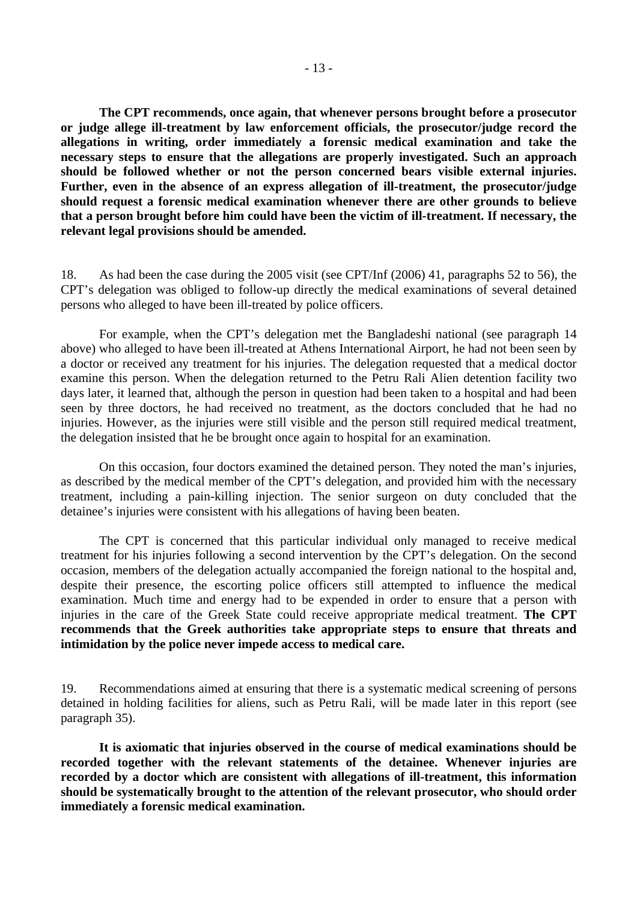**The CPT recommends, once again, that whenever persons brought before a prosecutor or judge allege ill-treatment by law enforcement officials, the prosecutor/judge record the allegations in writing, order immediately a forensic medical examination and take the necessary steps to ensure that the allegations are properly investigated. Such an approach should be followed whether or not the person concerned bears visible external injuries. Further, even in the absence of an express allegation of ill-treatment, the prosecutor/judge should request a forensic medical examination whenever there are other grounds to believe that a person brought before him could have been the victim of ill-treatment. If necessary, the relevant legal provisions should be amended.**

18. As had been the case during the 2005 visit (see CPT/Inf (2006) 41, paragraphs 52 to 56), the CPT's delegation was obliged to follow-up directly the medical examinations of several detained persons who alleged to have been ill-treated by police officers.

For example, when the CPT's delegation met the Bangladeshi national (see paragraph 14 above) who alleged to have been ill-treated at Athens International Airport, he had not been seen by a doctor or received any treatment for his injuries. The delegation requested that a medical doctor examine this person. When the delegation returned to the Petru Rali Alien detention facility two days later, it learned that, although the person in question had been taken to a hospital and had been seen by three doctors, he had received no treatment, as the doctors concluded that he had no injuries. However, as the injuries were still visible and the person still required medical treatment, the delegation insisted that he be brought once again to hospital for an examination.

On this occasion, four doctors examined the detained person. They noted the man's injuries, as described by the medical member of the CPT's delegation, and provided him with the necessary treatment, including a pain-killing injection. The senior surgeon on duty concluded that the detainee's injuries were consistent with his allegations of having been beaten.

The CPT is concerned that this particular individual only managed to receive medical treatment for his injuries following a second intervention by the CPT's delegation. On the second occasion, members of the delegation actually accompanied the foreign national to the hospital and, despite their presence, the escorting police officers still attempted to influence the medical examination. Much time and energy had to be expended in order to ensure that a person with injuries in the care of the Greek State could receive appropriate medical treatment. **The CPT recommends that the Greek authorities take appropriate steps to ensure that threats and intimidation by the police never impede access to medical care.**

19. Recommendations aimed at ensuring that there is a systematic medical screening of persons detained in holding facilities for aliens, such as Petru Rali, will be made later in this report (see paragraph 35).

**It is axiomatic that injuries observed in the course of medical examinations should be recorded together with the relevant statements of the detainee. Whenever injuries are recorded by a doctor which are consistent with allegations of ill-treatment, this information should be systematically brought to the attention of the relevant prosecutor, who should order immediately a forensic medical examination.**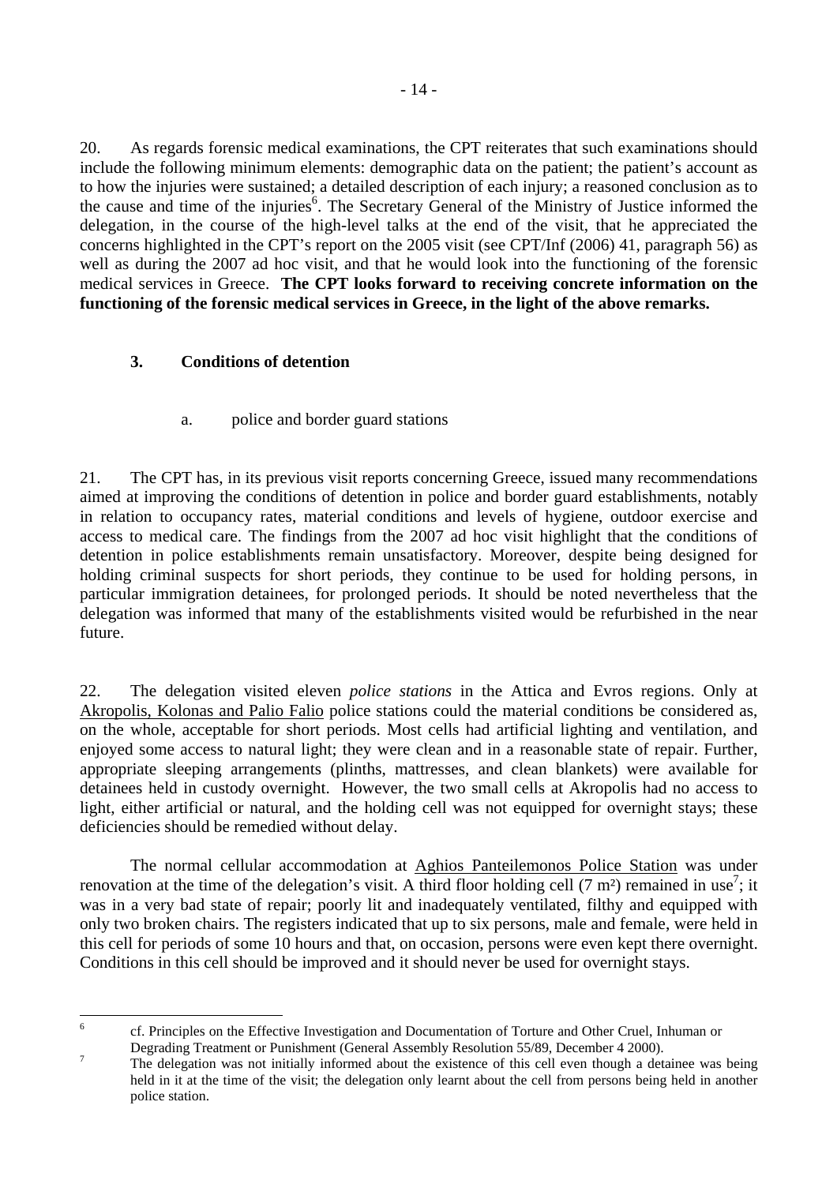20. As regards forensic medical examinations, the CPT reiterates that such examinations should include the following minimum elements: demographic data on the patient; the patient's account as to how the injuries were sustained; a detailed description of each injury; a reasoned conclusion as to the cause and time of the injuries[6]. The Secretary General of the Ministry of Justice informed the delegation, in the course of the high-level talks at the end of the visit, that he appreciated the concerns highlighted in the CPT's report on the 2005 visit (see CPT/Inf (2006) 41, paragraph 56) as well as during the 2007 ad hoc visit, and that he would look into the functioning of the forensic medical services in Greece. **The CPT looks forward to receiving concrete information on the functioning of the forensic medical services in Greece, in the light of the above remarks.**

### 3. Conditions of detention

#### a. police and border guard stations

21. The CPT has, in its previous visit reports concerning Greece, issued many recommendations aimed at improving the conditions of detention in police and border guard establishments, notably in relation to occupancy rates, material conditions and levels of hygiene, outdoor exercise and access to medical care. The findings from the 2007 ad hoc visit highlight that the conditions of detention in police establishments remain unsatisfactory. Moreover, despite being designed for holding criminal suspects for short periods, they continue to be used for holding persons, in particular immigration detainees, for prolonged periods. It should be noted nevertheless that the delegation was informed that many of the establishments visited would be refurbished in the near future.

22. The delegation visited eleven *police stations* in the Attica and Evros regions. Only at Akropolis, Kolonas and Palio Falio police stations could the material conditions be considered as, on the whole, acceptable for short periods. Most cells had artificial lighting and ventilation, and enjoyed some access to natural light; they were clean and in a reasonable state of repair. Further, appropriate sleeping arrangements (plinths, mattresses, and clean blankets) were available for detainees held in custody overnight. However, the two small cells at Akropolis had no access to light, either artificial or natural, and the holding cell was not equipped for overnight stays; these deficiencies should be remedied without delay.

The normal cellular accommodation at Aghios Panteilemonos Police Station was under renovation at the time of the delegation's visit. A third floor holding cell (7 m²) remained in use[7]; it was in a very bad state of repair; poorly lit and inadequately ventilated, filthy and equipped with only two broken chairs. The registers indicated that up to six persons, male and female, were held in this cell for periods of some 10 hours and that, on occasion, persons were even kept there overnight. Conditions in this cell should be improved and it should never be used for overnight stays.

---

[6] cf. Principles on the Effective Investigation and Documentation of Torture and Other Cruel, Inhuman or Degrading Treatment or Punishment (General Assembly Resolution 55/89, December 4 2000).

[7] The delegation was not initially informed about the existence of this cell even though a detainee was being held in it at the time of the visit; the delegation only learnt about the cell from persons being held in another police station.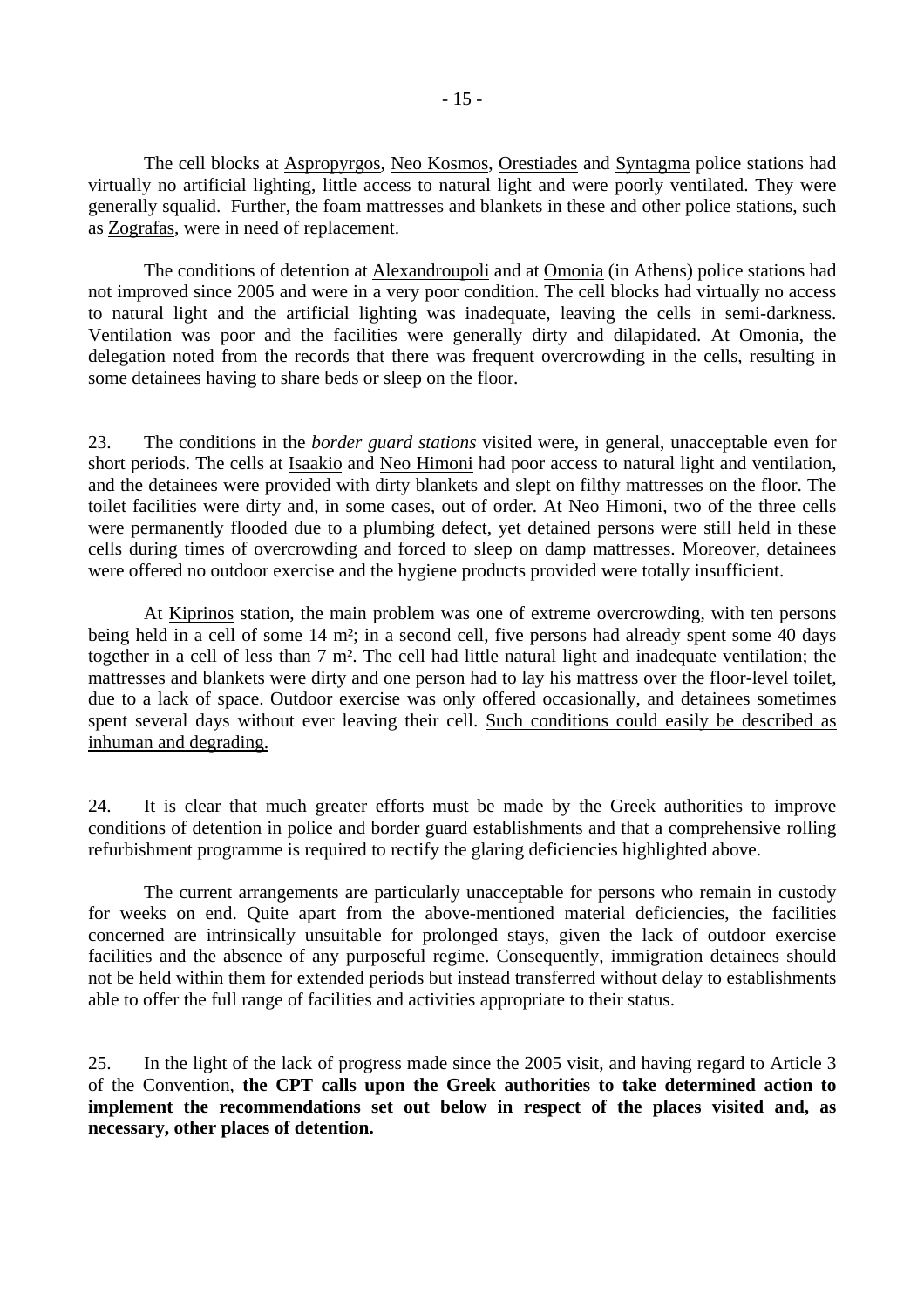The cell blocks at Aspropyrgos, Neo Kosmos, Orestiades and Syntagma police stations had virtually no artificial lighting, little access to natural light and were poorly ventilated. They were generally squalid. Further, the foam mattresses and blankets in these and other police stations, such as Zografas, were in need of replacement.

The conditions of detention at Alexandroupoli and at Omonia (in Athens) police stations had not improved since 2005 and were in a very poor condition. The cell blocks had virtually no access to natural light and the artificial lighting was inadequate, leaving the cells in semi-darkness. Ventilation was poor and the facilities were generally dirty and dilapidated. At Omonia, the delegation noted from the records that there was frequent overcrowding in the cells, resulting in some detainees having to share beds or sleep on the floor.

23. The conditions in the *border guard stations* visited were, in general, unacceptable even for short periods. The cells at Isaakio and Neo Himoni had poor access to natural light and ventilation, and the detainees were provided with dirty blankets and slept on filthy mattresses on the floor. The toilet facilities were dirty and, in some cases, out of order. At Neo Himoni, two of the three cells were permanently flooded due to a plumbing defect, yet detained persons were still held in these cells during times of overcrowding and forced to sleep on damp mattresses. Moreover, detainees were offered no outdoor exercise and the hygiene products provided were totally insufficient.

At Kiprinos station, the main problem was one of extreme overcrowding, with ten persons being held in a cell of some 14 m²; in a second cell, five persons had already spent some 40 days together in a cell of less than 7 m². The cell had little natural light and inadequate ventilation; the mattresses and blankets were dirty and one person had to lay his mattress over the floor-level toilet, due to a lack of space. Outdoor exercise was only offered occasionally, and detainees sometimes spent several days without ever leaving their cell. Such conditions could easily be described as inhuman and degrading.

24. It is clear that much greater efforts must be made by the Greek authorities to improve conditions of detention in police and border guard establishments and that a comprehensive rolling refurbishment programme is required to rectify the glaring deficiencies highlighted above.

The current arrangements are particularly unacceptable for persons who remain in custody for weeks on end. Quite apart from the above-mentioned material deficiencies, the facilities concerned are intrinsically unsuitable for prolonged stays, given the lack of outdoor exercise facilities and the absence of any purposeful regime. Consequently, immigration detainees should not be held within them for extended periods but instead transferred without delay to establishments able to offer the full range of facilities and activities appropriate to their status.

25. In the light of the lack of progress made since the 2005 visit, and having regard to Article 3 of the Convention, **the CPT calls upon the Greek authorities to take determined action to implement the recommendations set out below in respect of the places visited and, as necessary, other places of detention.**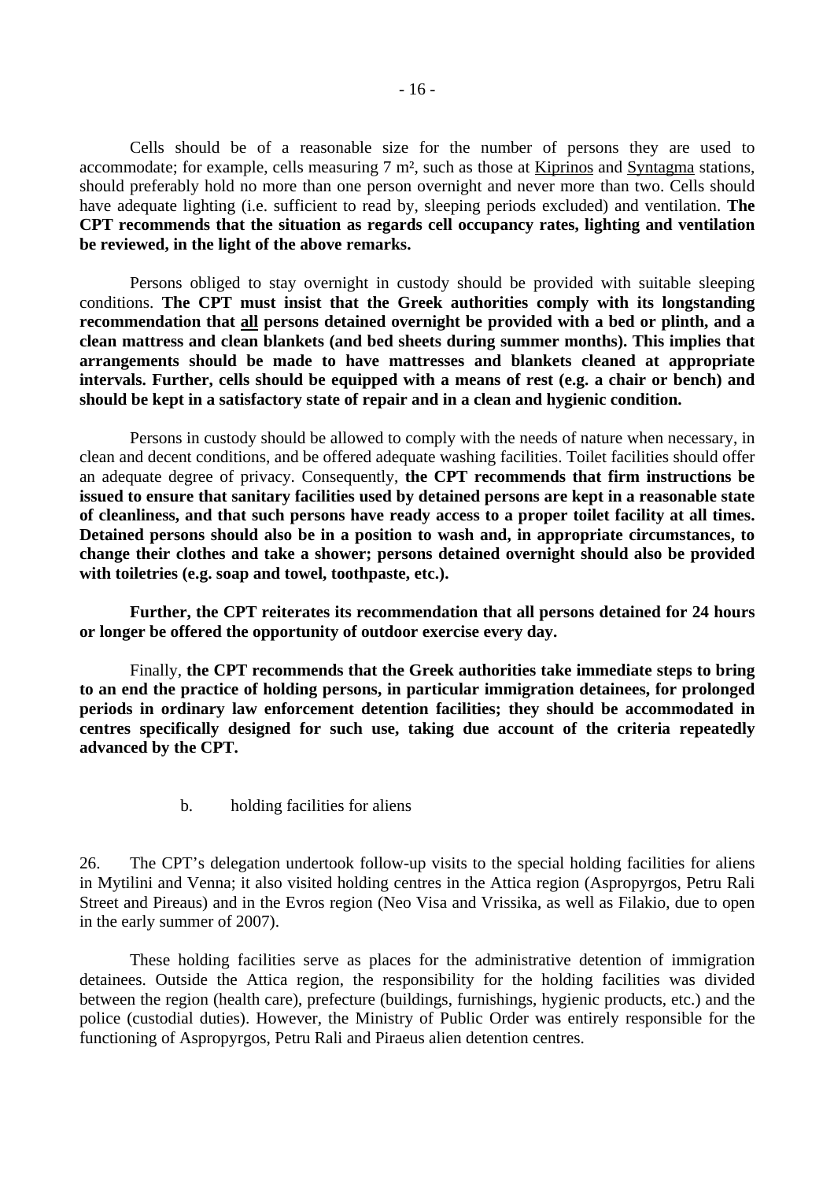Cells should be of a reasonable size for the number of persons they are used to accommodate; for example, cells measuring 7 m², such as those at Kiprinos and Syntagma stations, should preferably hold no more than one person overnight and never more than two. Cells should have adequate lighting (i.e. sufficient to read by, sleeping periods excluded) and ventilation. **The CPT recommends that the situation as regards cell occupancy rates, lighting and ventilation be reviewed, in the light of the above remarks.**

Persons obliged to stay overnight in custody should be provided with suitable sleeping conditions. **The CPT must insist that the Greek authorities comply with its longstanding recommendation that all persons detained overnight be provided with a bed or plinth, and a clean mattress and clean blankets (and bed sheets during summer months). This implies that arrangements should be made to have mattresses and blankets cleaned at appropriate intervals. Further, cells should be equipped with a means of rest (e.g. a chair or bench) and should be kept in a satisfactory state of repair and in a clean and hygienic condition.**

Persons in custody should be allowed to comply with the needs of nature when necessary, in clean and decent conditions, and be offered adequate washing facilities. Toilet facilities should offer an adequate degree of privacy. Consequently, **the CPT recommends that firm instructions be issued to ensure that sanitary facilities used by detained persons are kept in a reasonable state of cleanliness, and that such persons have ready access to a proper toilet facility at all times. Detained persons should also be in a position to wash and, in appropriate circumstances, to change their clothes and take a shower; persons detained overnight should also be provided with toiletries (e.g. soap and towel, toothpaste, etc.).**

**Further, the CPT reiterates its recommendation that all persons detained for 24 hours or longer be offered the opportunity of outdoor exercise every day.**

Finally, **the CPT recommends that the Greek authorities take immediate steps to bring to an end the practice of holding persons, in particular immigration detainees, for prolonged periods in ordinary law enforcement detention facilities; they should be accommodated in centres specifically designed for such use, taking due account of the criteria repeatedly advanced by the CPT.**

### b. holding facilities for aliens

26. The CPT's delegation undertook follow-up visits to the special holding facilities for aliens in Mytilini and Venna; it also visited holding centres in the Attica region (Aspropyrgos, Petru Rali Street and Pireaus) and in the Evros region (Neo Visa and Vrissika, as well as Filakio, due to open in the early summer of 2007).

These holding facilities serve as places for the administrative detention of immigration detainees. Outside the Attica region, the responsibility for the holding facilities was divided between the region (health care), prefecture (buildings, furnishings, hygienic products, etc.) and the police (custodial duties). However, the Ministry of Public Order was entirely responsible for the functioning of Aspropyrgos, Petru Rali and Piraeus alien detention centres.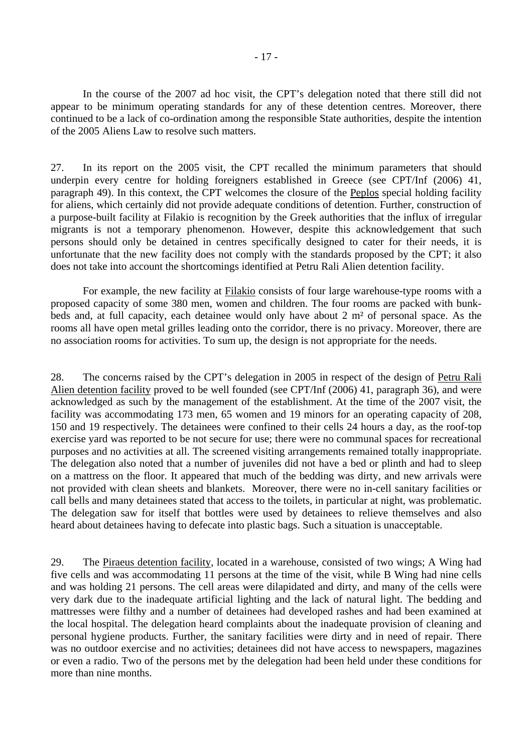In the course of the 2007 ad hoc visit, the CPT's delegation noted that there still did not appear to be minimum operating standards for any of these detention centres. Moreover, there continued to be a lack of co-ordination among the responsible State authorities, despite the intention of the 2005 Aliens Law to resolve such matters.

27. In its report on the 2005 visit, the CPT recalled the minimum parameters that should underpin every centre for holding foreigners established in Greece (see CPT/Inf (2006) 41, paragraph 49). In this context, the CPT welcomes the closure of the Peplos special holding facility for aliens, which certainly did not provide adequate conditions of detention. Further, construction of a purpose-built facility at Filakio is recognition by the Greek authorities that the influx of irregular migrants is not a temporary phenomenon. However, despite this acknowledgement that such persons should only be detained in centres specifically designed to cater for their needs, it is unfortunate that the new facility does not comply with the standards proposed by the CPT; it also does not take into account the shortcomings identified at Petru Rali Alien detention facility.

For example, the new facility at Filakio consists of four large warehouse-type rooms with a proposed capacity of some 380 men, women and children. The four rooms are packed with bunk-beds and, at full capacity, each detainee would only have about 2 m² of personal space. As the rooms all have open metal grilles leading onto the corridor, there is no privacy. Moreover, there are no association rooms for activities. To sum up, the design is not appropriate for the needs.

28. The concerns raised by the CPT's delegation in 2005 in respect of the design of Petru Rali Alien detention facility proved to be well founded (see CPT/Inf (2006) 41, paragraph 36), and were acknowledged as such by the management of the establishment. At the time of the 2007 visit, the facility was accommodating 173 men, 65 women and 19 minors for an operating capacity of 208, 150 and 19 respectively. The detainees were confined to their cells 24 hours a day, as the roof-top exercise yard was reported to be not secure for use; there were no communal spaces for recreational purposes and no activities at all. The screened visiting arrangements remained totally inappropriate. The delegation also noted that a number of juveniles did not have a bed or plinth and had to sleep on a mattress on the floor. It appeared that much of the bedding was dirty, and new arrivals were not provided with clean sheets and blankets. Moreover, there were no in-cell sanitary facilities or call bells and many detainees stated that access to the toilets, in particular at night, was problematic. The delegation saw for itself that bottles were used by detainees to relieve themselves and also heard about detainees having to defecate into plastic bags. Such a situation is unacceptable.

29. The Piraeus detention facility, located in a warehouse, consisted of two wings; A Wing had five cells and was accommodating 11 persons at the time of the visit, while B Wing had nine cells and was holding 21 persons. The cell areas were dilapidated and dirty, and many of the cells were very dark due to the inadequate artificial lighting and the lack of natural light. The bedding and mattresses were filthy and a number of detainees had developed rashes and had been examined at the local hospital. The delegation heard complaints about the inadequate provision of cleaning and personal hygiene products. Further, the sanitary facilities were dirty and in need of repair. There was no outdoor exercise and no activities; detainees did not have access to newspapers, magazines or even a radio. Two of the persons met by the delegation had been held under these conditions for more than nine months.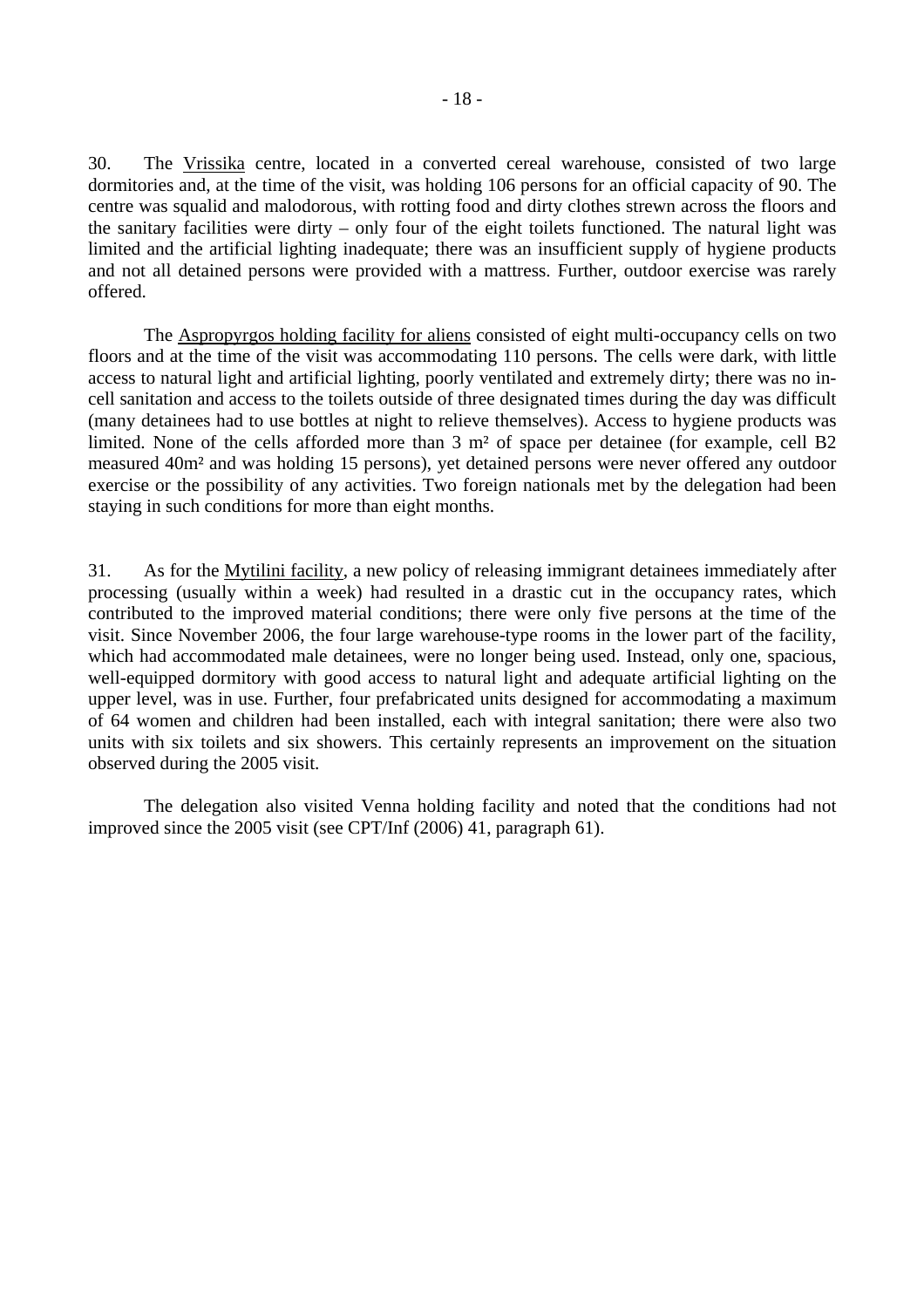30. The <u>Vrissika</u> centre, located in a converted cereal warehouse, consisted of two large dormitories and, at the time of the visit, was holding 106 persons for an official capacity of 90. The centre was squalid and malodorous, with rotting food and dirty clothes strewn across the floors and the sanitary facilities were dirty – only four of the eight toilets functioned. The natural light was limited and the artificial lighting inadequate; there was an insufficient supply of hygiene products and not all detained persons were provided with a mattress. Further, outdoor exercise was rarely offered.

The <u>Aspropyrgos holding facility for aliens</u> consisted of eight multi-occupancy cells on two floors and at the time of the visit was accommodating 110 persons. The cells were dark, with little access to natural light and artificial lighting, poorly ventilated and extremely dirty; there was no in-cell sanitation and access to the toilets outside of three designated times during the day was difficult (many detainees had to use bottles at night to relieve themselves). Access to hygiene products was limited. None of the cells afforded more than 3 m² of space per detainee (for example, cell B2 measured 40m² and was holding 15 persons), yet detained persons were never offered any outdoor exercise or the possibility of any activities. Two foreign nationals met by the delegation had been staying in such conditions for more than eight months.

31. As for the <u>Mytilini facility</u>, a new policy of releasing immigrant detainees immediately after processing (usually within a week) had resulted in a drastic cut in the occupancy rates, which contributed to the improved material conditions; there were only five persons at the time of the visit. Since November 2006, the four large warehouse-type rooms in the lower part of the facility, which had accommodated male detainees, were no longer being used. Instead, only one, spacious, well-equipped dormitory with good access to natural light and adequate artificial lighting on the upper level, was in use. Further, four prefabricated units designed for accommodating a maximum of 64 women and children had been installed, each with integral sanitation; there were also two units with six toilets and six showers. This certainly represents an improvement on the situation observed during the 2005 visit.

The delegation also visited Venna holding facility and noted that the conditions had not improved since the 2005 visit (see CPT/Inf (2006) 41, paragraph 61).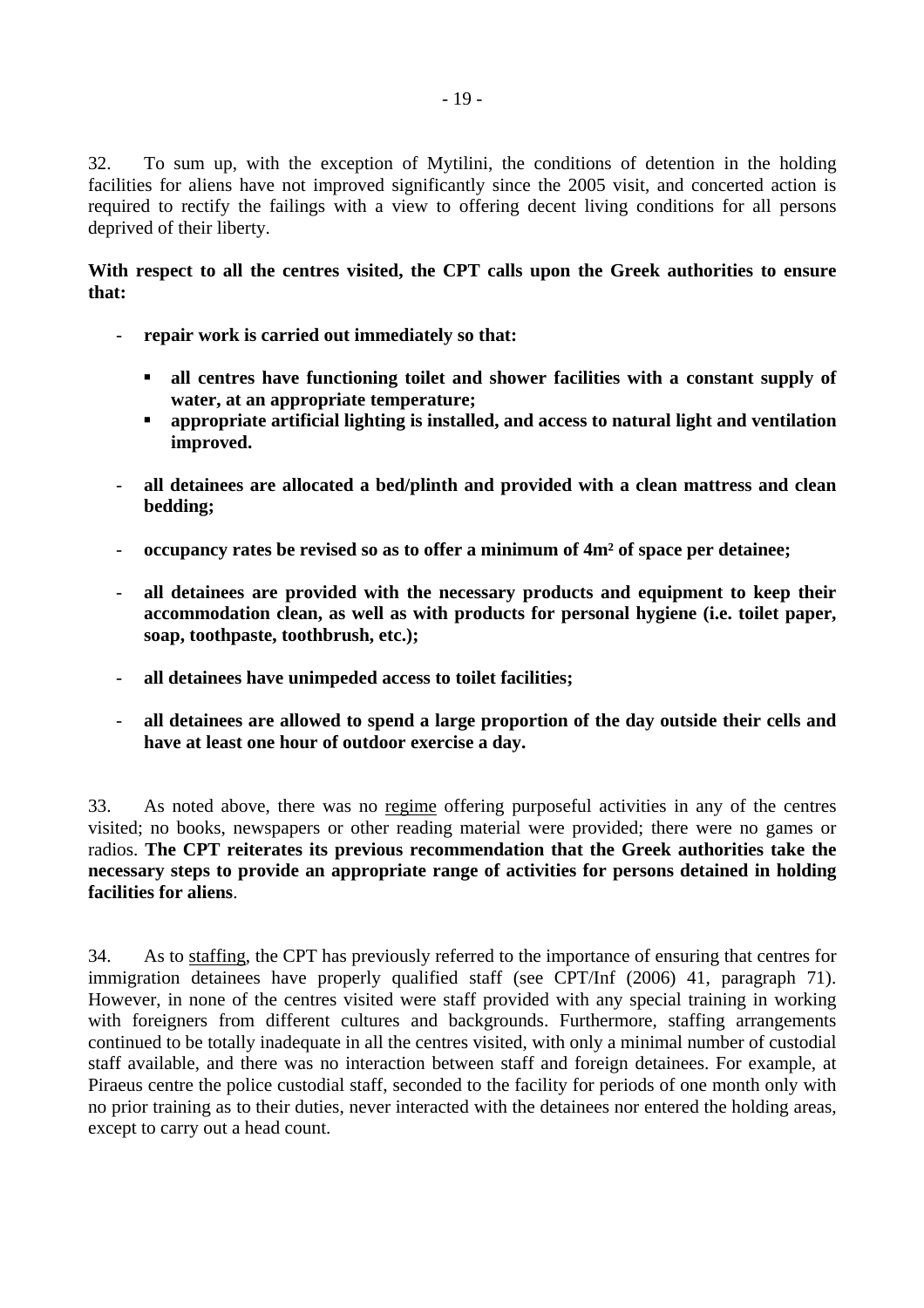32. To sum up, with the exception of Mytilini, the conditions of detention in the holding facilities for aliens have not improved significantly since the 2005 visit, and concerted action is required to rectify the failings with a view to offering decent living conditions for all persons deprived of their liberty.

**With respect to all the centres visited, the CPT calls upon the Greek authorities to ensure that:**

- **repair work is carried out immediately so that:**
  - **all centres have functioning toilet and shower facilities with a constant supply of water, at an appropriate temperature;**
  - **appropriate artificial lighting is installed, and access to natural light and ventilation improved.**
- **all detainees are allocated a bed/plinth and provided with a clean mattress and clean bedding;**
- **occupancy rates be revised so as to offer a minimum of 4m² of space per detainee;**
- **all detainees are provided with the necessary products and equipment to keep their accommodation clean, as well as with products for personal hygiene (i.e. toilet paper, soap, toothpaste, toothbrush, etc.);**
- **all detainees have unimpeded access to toilet facilities;**
- **all detainees are allowed to spend a large proportion of the day outside their cells and have at least one hour of outdoor exercise a day.**

33. As noted above, there was no regime offering purposeful activities in any of the centres visited; no books, newspapers or other reading material were provided; there were no games or radios. **The CPT reiterates its previous recommendation that the Greek authorities take the necessary steps to provide an appropriate range of activities for persons detained in holding facilities for aliens**.

34. As to staffing, the CPT has previously referred to the importance of ensuring that centres for immigration detainees have properly qualified staff (see CPT/Inf (2006) 41, paragraph 71). However, in none of the centres visited were staff provided with any special training in working with foreigners from different cultures and backgrounds. Furthermore, staffing arrangements continued to be totally inadequate in all the centres visited, with only a minimal number of custodial staff available, and there was no interaction between staff and foreign detainees. For example, at Piraeus centre the police custodial staff, seconded to the facility for periods of one month only with no prior training as to their duties, never interacted with the detainees nor entered the holding areas, except to carry out a head count.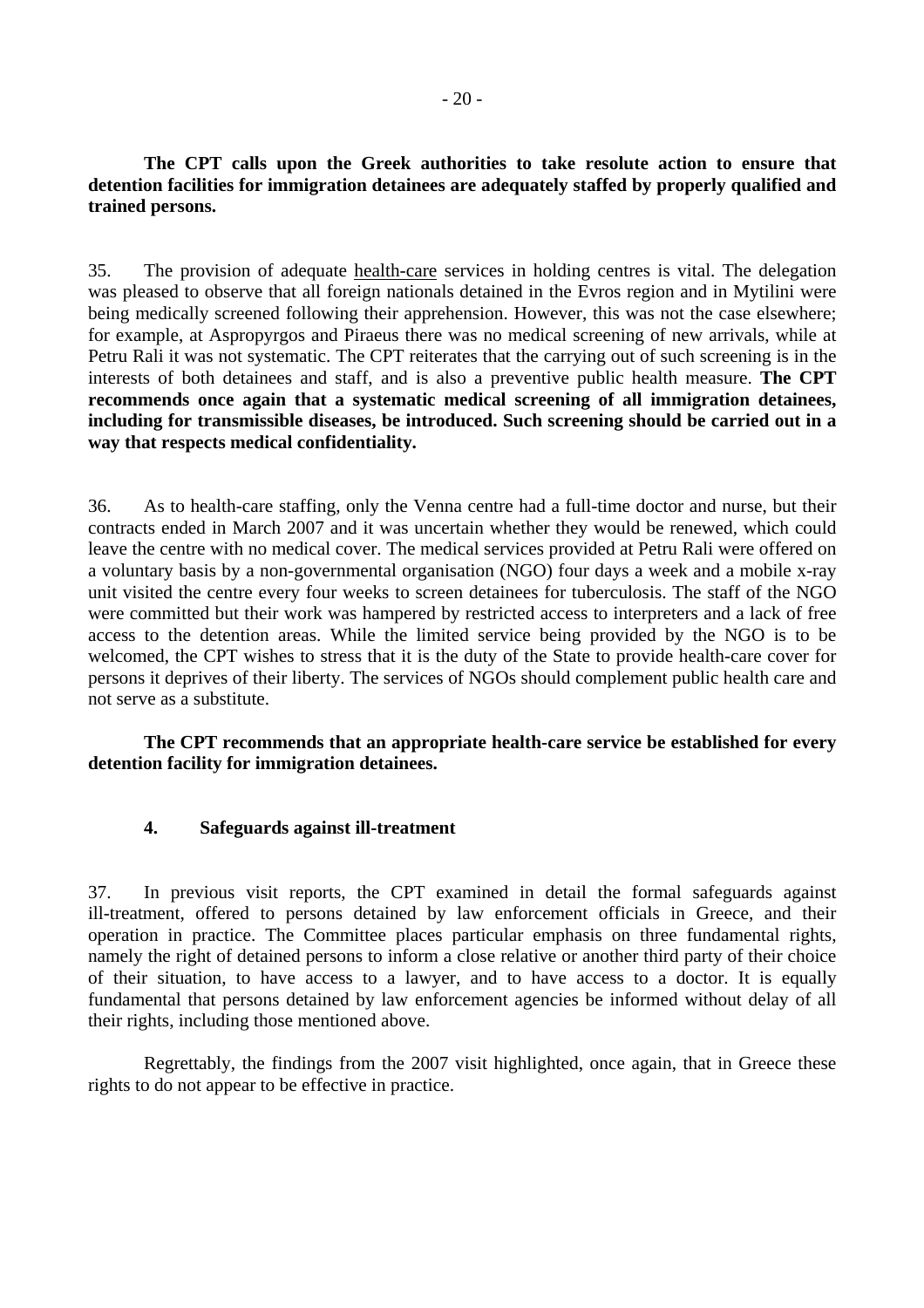**The CPT calls upon the Greek authorities to take resolute action to ensure that detention facilities for immigration detainees are adequately staffed by properly qualified and trained persons.**

35. The provision of adequate health-care services in holding centres is vital. The delegation was pleased to observe that all foreign nationals detained in the Evros region and in Mytilini were being medically screened following their apprehension. However, this was not the case elsewhere; for example, at Aspropyrgos and Piraeus there was no medical screening of new arrivals, while at Petru Rali it was not systematic. The CPT reiterates that the carrying out of such screening is in the interests of both detainees and staff, and is also a preventive public health measure. **The CPT recommends once again that a systematic medical screening of all immigration detainees, including for transmissible diseases, be introduced. Such screening should be carried out in a way that respects medical confidentiality.**

36. As to health-care staffing, only the Venna centre had a full-time doctor and nurse, but their contracts ended in March 2007 and it was uncertain whether they would be renewed, which could leave the centre with no medical cover. The medical services provided at Petru Rali were offered on a voluntary basis by a non-governmental organisation (NGO) four days a week and a mobile x-ray unit visited the centre every four weeks to screen detainees for tuberculosis. The staff of the NGO were committed but their work was hampered by restricted access to interpreters and a lack of free access to the detention areas. While the limited service being provided by the NGO is to be welcomed, the CPT wishes to stress that it is the duty of the State to provide health-care cover for persons it deprives of their liberty. The services of NGOs should complement public health care and not serve as a substitute.

**The CPT recommends that an appropriate health-care service be established for every detention facility for immigration detainees.**

### 4. Safeguards against ill-treatment

37. In previous visit reports, the CPT examined in detail the formal safeguards against ill-treatment, offered to persons detained by law enforcement officials in Greece, and their operation in practice. The Committee places particular emphasis on three fundamental rights, namely the right of detained persons to inform a close relative or another third party of their choice of their situation, to have access to a lawyer, and to have access to a doctor. It is equally fundamental that persons detained by law enforcement agencies be informed without delay of all their rights, including those mentioned above.

Regrettably, the findings from the 2007 visit highlighted, once again, that in Greece these rights to do not appear to be effective in practice.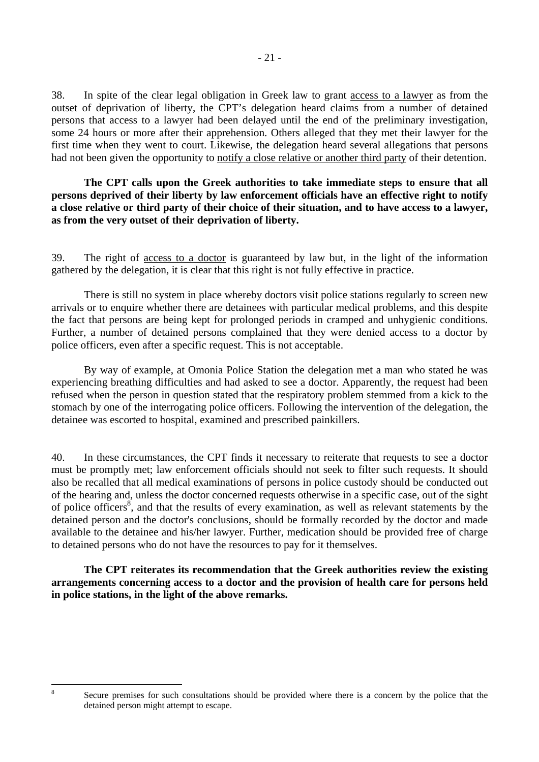38. In spite of the clear legal obligation in Greek law to grant access to a lawyer as from the outset of deprivation of liberty, the CPT's delegation heard claims from a number of detained persons that access to a lawyer had been delayed until the end of the preliminary investigation, some 24 hours or more after their apprehension. Others alleged that they met their lawyer for the first time when they went to court. Likewise, the delegation heard several allegations that persons had not been given the opportunity to notify a close relative or another third party of their detention.

**The CPT calls upon the Greek authorities to take immediate steps to ensure that all persons deprived of their liberty by law enforcement officials have an effective right to notify a close relative or third party of their choice of their situation, and to have access to a lawyer, as from the very outset of their deprivation of liberty.**

39. The right of access to a doctor is guaranteed by law but, in the light of the information gathered by the delegation, it is clear that this right is not fully effective in practice.

There is still no system in place whereby doctors visit police stations regularly to screen new arrivals or to enquire whether there are detainees with particular medical problems, and this despite the fact that persons are being kept for prolonged periods in cramped and unhygienic conditions. Further, a number of detained persons complained that they were denied access to a doctor by police officers, even after a specific request. This is not acceptable.

By way of example, at Omonia Police Station the delegation met a man who stated he was experiencing breathing difficulties and had asked to see a doctor. Apparently, the request had been refused when the person in question stated that the respiratory problem stemmed from a kick to the stomach by one of the interrogating police officers. Following the intervention of the delegation, the detainee was escorted to hospital, examined and prescribed painkillers.

40. In these circumstances, the CPT finds it necessary to reiterate that requests to see a doctor must be promptly met; law enforcement officials should not seek to filter such requests. It should also be recalled that all medical examinations of persons in police custody should be conducted out of the hearing and, unless the doctor concerned requests otherwise in a specific case, out of the sight of police officers[8], and that the results of every examination, as well as relevant statements by the detained person and the doctor's conclusions, should be formally recorded by the doctor and made available to the detainee and his/her lawyer. Further, medication should be provided free of charge to detained persons who do not have the resources to pay for it themselves.

**The CPT reiterates its recommendation that the Greek authorities review the existing arrangements concerning access to a doctor and the provision of health care for persons held in police stations, in the light of the above remarks.**

---

[8] Secure premises for such consultations should be provided where there is a concern by the police that the detained person might attempt to escape.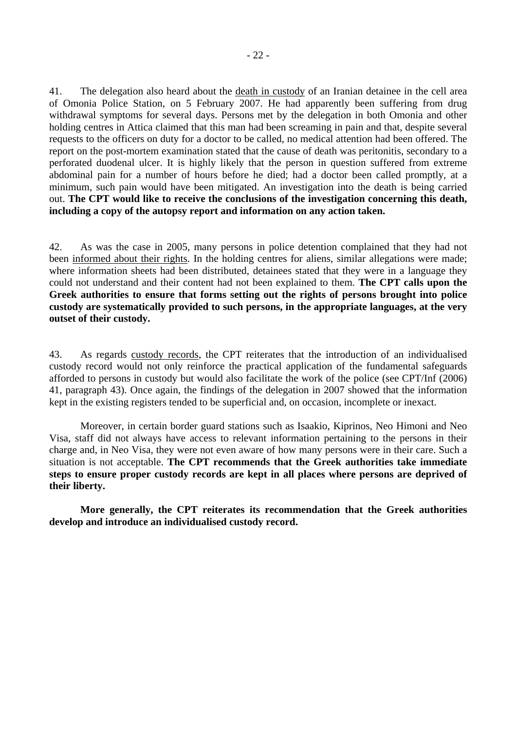41. The delegation also heard about the death in custody of an Iranian detainee in the cell area of Omonia Police Station, on 5 February 2007. He had apparently been suffering from drug withdrawal symptoms for several days. Persons met by the delegation in both Omonia and other holding centres in Attica claimed that this man had been screaming in pain and that, despite several requests to the officers on duty for a doctor to be called, no medical attention had been offered. The report on the post-mortem examination stated that the cause of death was peritonitis, secondary to a perforated duodenal ulcer. It is highly likely that the person in question suffered from extreme abdominal pain for a number of hours before he died; had a doctor been called promptly, at a minimum, such pain would have been mitigated. An investigation into the death is being carried out. **The CPT would like to receive the conclusions of the investigation concerning this death, including a copy of the autopsy report and information on any action taken.**

42. As was the case in 2005, many persons in police detention complained that they had not been informed about their rights. In the holding centres for aliens, similar allegations were made; where information sheets had been distributed, detainees stated that they were in a language they could not understand and their content had not been explained to them. **The CPT calls upon the Greek authorities to ensure that forms setting out the rights of persons brought into police custody are systematically provided to such persons, in the appropriate languages, at the very outset of their custody.**

43. As regards custody records, the CPT reiterates that the introduction of an individualised custody record would not only reinforce the practical application of the fundamental safeguards afforded to persons in custody but would also facilitate the work of the police (see CPT/Inf (2006) 41, paragraph 43). Once again, the findings of the delegation in 2007 showed that the information kept in the existing registers tended to be superficial and, on occasion, incomplete or inexact.

Moreover, in certain border guard stations such as Isaakio, Kiprinos, Neo Himoni and Neo Visa, staff did not always have access to relevant information pertaining to the persons in their charge and, in Neo Visa, they were not even aware of how many persons were in their care. Such a situation is not acceptable. **The CPT recommends that the Greek authorities take immediate steps to ensure proper custody records are kept in all places where persons are deprived of their liberty.**

**More generally, the CPT reiterates its recommendation that the Greek authorities develop and introduce an individualised custody record.**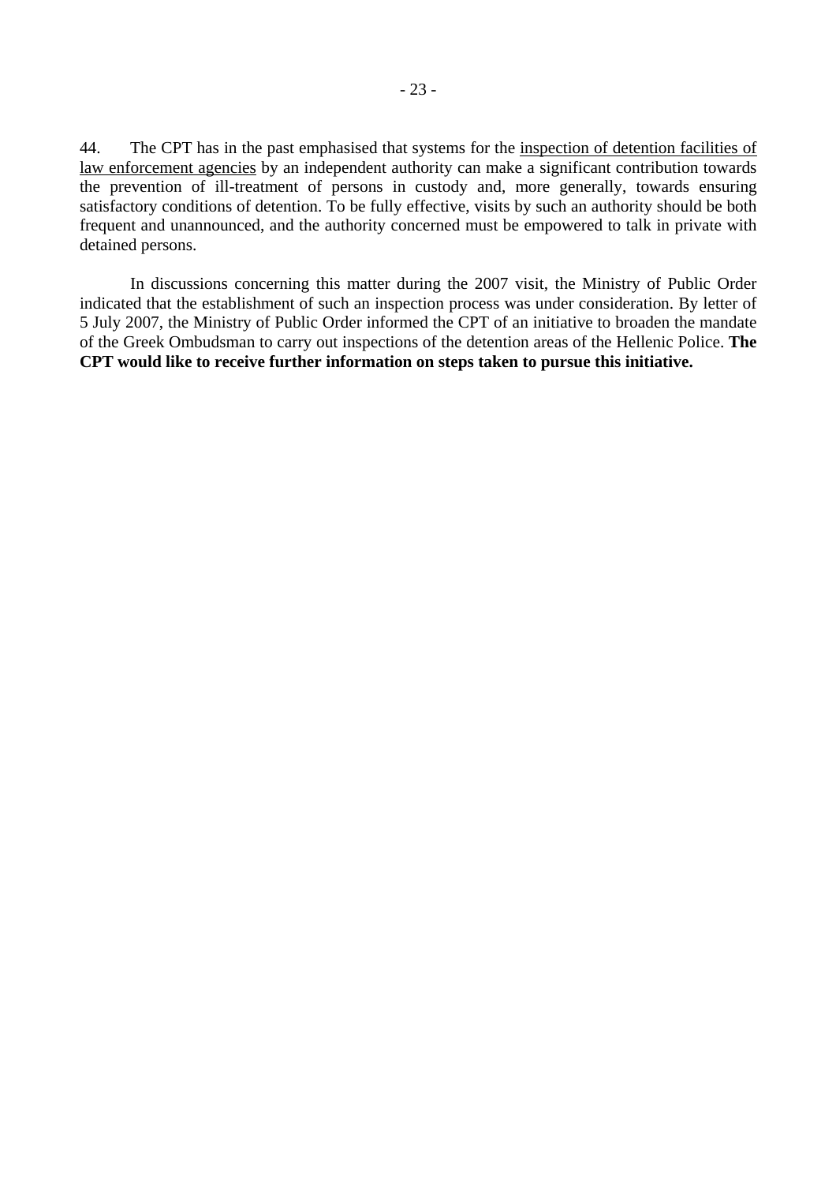44. The CPT has in the past emphasised that systems for the inspection of detention facilities of law enforcement agencies by an independent authority can make a significant contribution towards the prevention of ill-treatment of persons in custody and, more generally, towards ensuring satisfactory conditions of detention. To be fully effective, visits by such an authority should be both frequent and unannounced, and the authority concerned must be empowered to talk in private with detained persons.

In discussions concerning this matter during the 2007 visit, the Ministry of Public Order indicated that the establishment of such an inspection process was under consideration. By letter of 5 July 2007, the Ministry of Public Order informed the CPT of an initiative to broaden the mandate of the Greek Ombudsman to carry out inspections of the detention areas of the Hellenic Police. **The CPT would like to receive further information on steps taken to pursue this initiative.**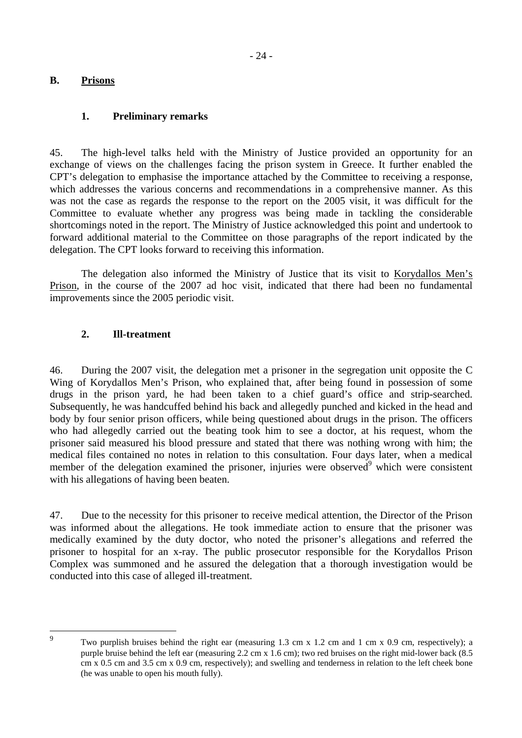## B. Prisons

### 1. Preliminary remarks

45. The high-level talks held with the Ministry of Justice provided an opportunity for an exchange of views on the challenges facing the prison system in Greece. It further enabled the CPT's delegation to emphasise the importance attached by the Committee to receiving a response, which addresses the various concerns and recommendations in a comprehensive manner. As this was not the case as regards the response to the report on the 2005 visit, it was difficult for the Committee to evaluate whether any progress was being made in tackling the considerable shortcomings noted in the report. The Ministry of Justice acknowledged this point and undertook to forward additional material to the Committee on those paragraphs of the report indicated by the delegation. The CPT looks forward to receiving this information.

The delegation also informed the Ministry of Justice that its visit to Korydallos Men's Prison, in the course of the 2007 ad hoc visit, indicated that there had been no fundamental improvements since the 2005 periodic visit.

### 2. Ill-treatment

46. During the 2007 visit, the delegation met a prisoner in the segregation unit opposite the C Wing of Korydallos Men's Prison, who explained that, after being found in possession of some drugs in the prison yard, he had been taken to a chief guard's office and strip-searched. Subsequently, he was handcuffed behind his back and allegedly punched and kicked in the head and body by four senior prison officers, while being questioned about drugs in the prison. The officers who had allegedly carried out the beating took him to see a doctor, at his request, whom the prisoner said measured his blood pressure and stated that there was nothing wrong with him; the medical files contained no notes in relation to this consultation. Four days later, when a medical member of the delegation examined the prisoner, injuries were observed[9] which were consistent with his allegations of having been beaten.

47. Due to the necessity for this prisoner to receive medical attention, the Director of the Prison was informed about the allegations. He took immediate action to ensure that the prisoner was medically examined by the duty doctor, who noted the prisoner's allegations and referred the prisoner to hospital for an x-ray. The public prosecutor responsible for the Korydallos Prison Complex was summoned and he assured the delegation that a thorough investigation would be conducted into this case of alleged ill-treatment.

---

[9] Two purplish bruises behind the right ear (measuring 1.3 cm x 1.2 cm and 1 cm x 0.9 cm, respectively); a purple bruise behind the left ear (measuring 2.2 cm x 1.6 cm); two red bruises on the right mid-lower back (8.5 cm x 0.5 cm and 3.5 cm x 0.9 cm, respectively); and swelling and tenderness in relation to the left cheek bone (he was unable to open his mouth fully).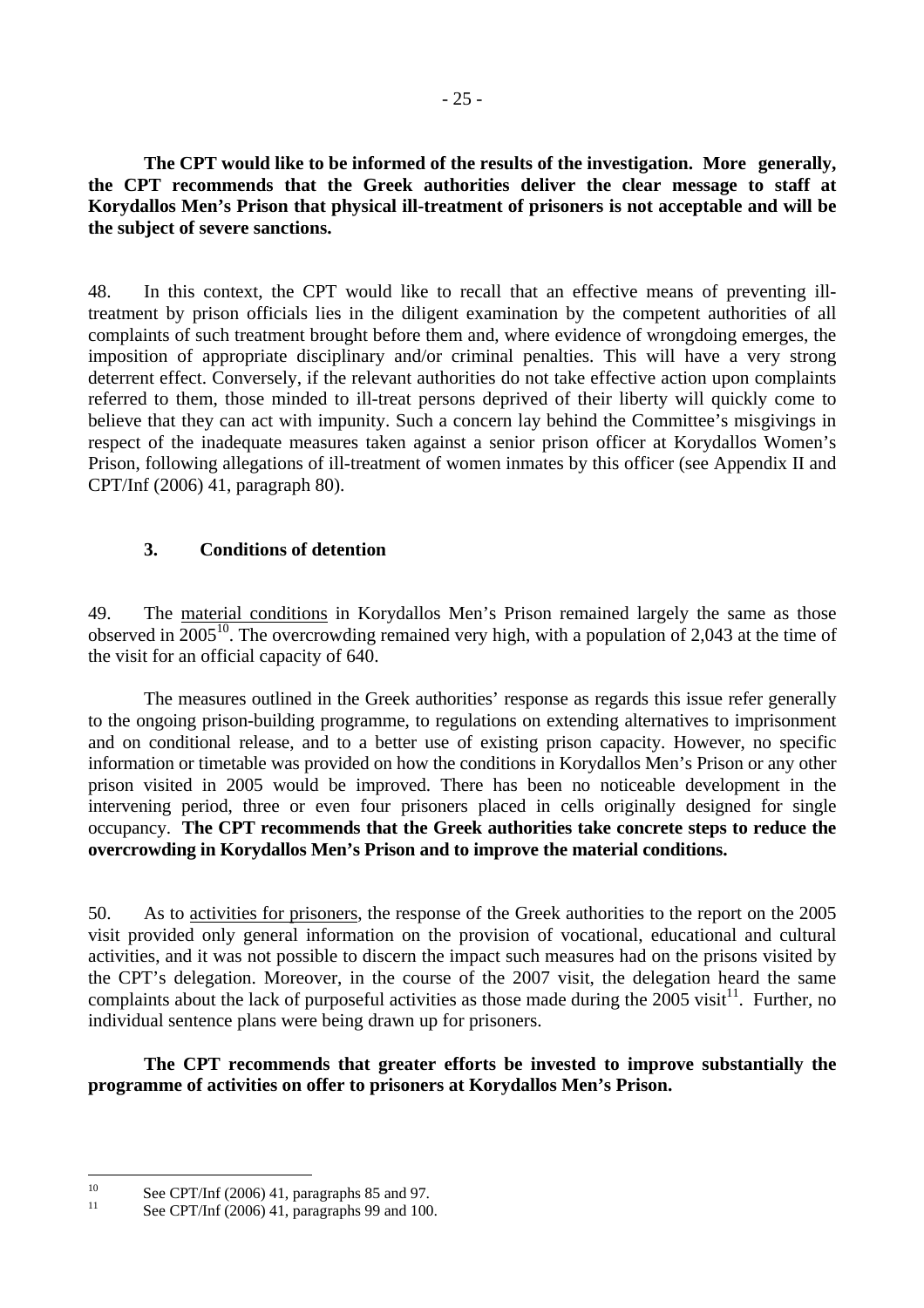**The CPT would like to be informed of the results of the investigation. More generally, the CPT recommends that the Greek authorities deliver the clear message to staff at Korydallos Men's Prison that physical ill-treatment of prisoners is not acceptable and will be the subject of severe sanctions.**

48. In this context, the CPT would like to recall that an effective means of preventing ill-treatment by prison officials lies in the diligent examination by the competent authorities of all complaints of such treatment brought before them and, where evidence of wrongdoing emerges, the imposition of appropriate disciplinary and/or criminal penalties. This will have a very strong deterrent effect. Conversely, if the relevant authorities do not take effective action upon complaints referred to them, those minded to ill-treat persons deprived of their liberty will quickly come to believe that they can act with impunity. Such a concern lay behind the Committee's misgivings in respect of the inadequate measures taken against a senior prison officer at Korydallos Women's Prison, following allegations of ill-treatment of women inmates by this officer (see Appendix II and CPT/Inf (2006) 41, paragraph 80).

### 3. Conditions of detention

49. The material conditions in Korydallos Men's Prison remained largely the same as those observed in 2005[10]. The overcrowding remained very high, with a population of 2,043 at the time of the visit for an official capacity of 640.

The measures outlined in the Greek authorities' response as regards this issue refer generally to the ongoing prison-building programme, to regulations on extending alternatives to imprisonment and on conditional release, and to a better use of existing prison capacity. However, no specific information or timetable was provided on how the conditions in Korydallos Men's Prison or any other prison visited in 2005 would be improved. There has been no noticeable development in the intervening period, three or even four prisoners placed in cells originally designed for single occupancy. **The CPT recommends that the Greek authorities take concrete steps to reduce the overcrowding in Korydallos Men's Prison and to improve the material conditions.**

50. As to activities for prisoners, the response of the Greek authorities to the report on the 2005 visit provided only general information on the provision of vocational, educational and cultural activities, and it was not possible to discern the impact such measures had on the prisons visited by the CPT's delegation. Moreover, in the course of the 2007 visit, the delegation heard the same complaints about the lack of purposeful activities as those made during the 2005 visit[11]. Further, no individual sentence plans were being drawn up for prisoners.

**The CPT recommends that greater efforts be invested to improve substantially the programme of activities on offer to prisoners at Korydallos Men's Prison.**

---

[10] See CPT/Inf (2006) 41, paragraphs 85 and 97.

[11] See CPT/Inf (2006) 41, paragraphs 99 and 100.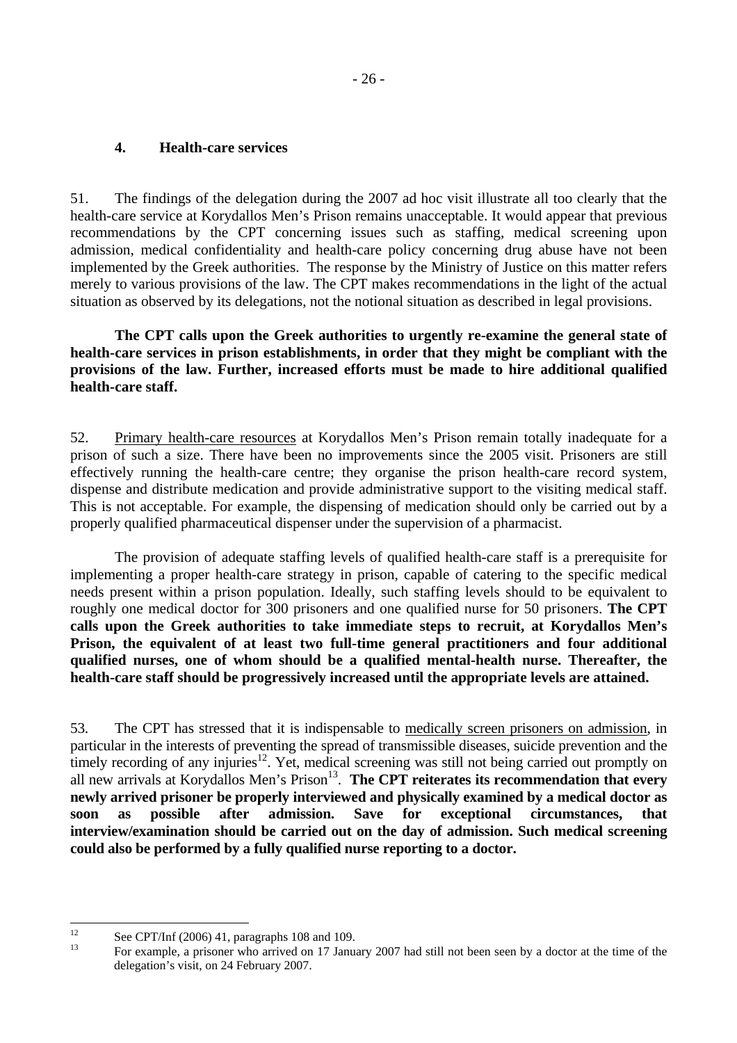### 4. Health-care services

51. The findings of the delegation during the 2007 ad hoc visit illustrate all too clearly that the health-care service at Korydallos Men's Prison remains unacceptable. It would appear that previous recommendations by the CPT concerning issues such as staffing, medical screening upon admission, medical confidentiality and health-care policy concerning drug abuse have not been implemented by the Greek authorities. The response by the Ministry of Justice on this matter refers merely to various provisions of the law. The CPT makes recommendations in the light of the actual situation as observed by its delegations, not the notional situation as described in legal provisions.

**The CPT calls upon the Greek authorities to urgently re-examine the general state of health-care services in prison establishments, in order that they might be compliant with the provisions of the law. Further, increased efforts must be made to hire additional qualified health-care staff.**

52. Primary health-care resources at Korydallos Men's Prison remain totally inadequate for a prison of such a size. There have been no improvements since the 2005 visit. Prisoners are still effectively running the health-care centre; they organise the prison health-care record system, dispense and distribute medication and provide administrative support to the visiting medical staff. This is not acceptable. For example, the dispensing of medication should only be carried out by a properly qualified pharmaceutical dispenser under the supervision of a pharmacist.

The provision of adequate staffing levels of qualified health-care staff is a prerequisite for implementing a proper health-care strategy in prison, capable of catering to the specific medical needs present within a prison population. Ideally, such staffing levels should to be equivalent to roughly one medical doctor for 300 prisoners and one qualified nurse for 50 prisoners. **The CPT calls upon the Greek authorities to take immediate steps to recruit, at Korydallos Men's Prison, the equivalent of at least two full-time general practitioners and four additional qualified nurses, one of whom should be a qualified mental-health nurse. Thereafter, the health-care staff should be progressively increased until the appropriate levels are attained.**

53. The CPT has stressed that it is indispensable to medically screen prisoners on admission, in particular in the interests of preventing the spread of transmissible diseases, suicide prevention and the timely recording of any injuries[12]. Yet, medical screening was still not being carried out promptly on all new arrivals at Korydallos Men's Prison[13]. **The CPT reiterates its recommendation that every newly arrived prisoner be properly interviewed and physically examined by a medical doctor as soon as possible after admission. Save for exceptional circumstances, that interview/examination should be carried out on the day of admission. Such medical screening could also be performed by a fully qualified nurse reporting to a doctor.**

---

[12] See CPT/Inf (2006) 41, paragraphs 108 and 109.

[13] For example, a prisoner who arrived on 17 January 2007 had still not been seen by a doctor at the time of the delegation's visit, on 24 February 2007.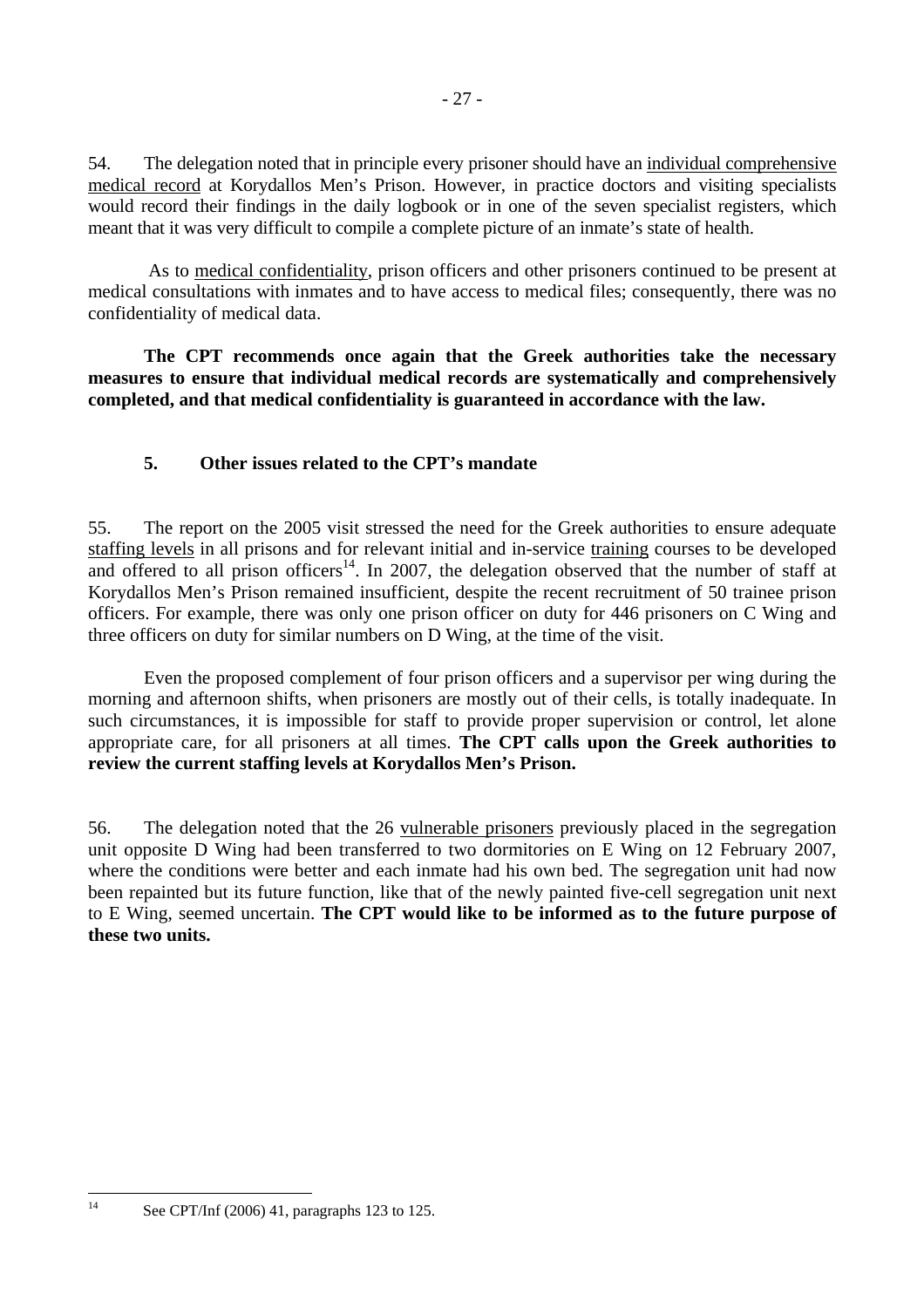54. The delegation noted that in principle every prisoner should have an individual comprehensive medical record at Korydallos Men's Prison. However, in practice doctors and visiting specialists would record their findings in the daily logbook or in one of the seven specialist registers, which meant that it was very difficult to compile a complete picture of an inmate's state of health.

As to medical confidentiality, prison officers and other prisoners continued to be present at medical consultations with inmates and to have access to medical files; consequently, there was no confidentiality of medical data.

**The CPT recommends once again that the Greek authorities take the necessary measures to ensure that individual medical records are systematically and comprehensively completed, and that medical confidentiality is guaranteed in accordance with the law.**

### 5. Other issues related to the CPT's mandate

55. The report on the 2005 visit stressed the need for the Greek authorities to ensure adequate staffing levels in all prisons and for relevant initial and in-service training courses to be developed and offered to all prison officers[14]. In 2007, the delegation observed that the number of staff at Korydallos Men's Prison remained insufficient, despite the recent recruitment of 50 trainee prison officers. For example, there was only one prison officer on duty for 446 prisoners on C Wing and three officers on duty for similar numbers on D Wing, at the time of the visit.

Even the proposed complement of four prison officers and a supervisor per wing during the morning and afternoon shifts, when prisoners are mostly out of their cells, is totally inadequate. In such circumstances, it is impossible for staff to provide proper supervision or control, let alone appropriate care, for all prisoners at all times. **The CPT calls upon the Greek authorities to review the current staffing levels at Korydallos Men's Prison.**

56. The delegation noted that the 26 vulnerable prisoners previously placed in the segregation unit opposite D Wing had been transferred to two dormitories on E Wing on 12 February 2007, where the conditions were better and each inmate had his own bed. The segregation unit had now been repainted but its future function, like that of the newly painted five-cell segregation unit next to E Wing, seemed uncertain. **The CPT would like to be informed as to the future purpose of these two units.**

---

[14] See CPT/Inf (2006) 41, paragraphs 123 to 125.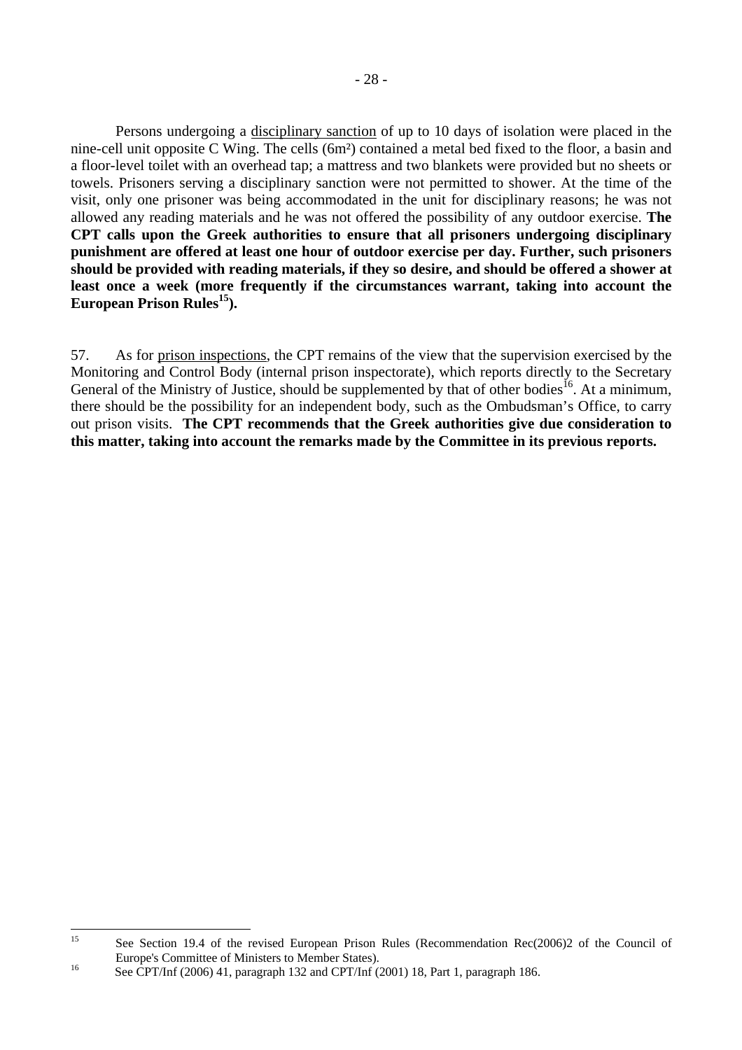Persons undergoing a disciplinary sanction of up to 10 days of isolation were placed in the nine-cell unit opposite C Wing. The cells (6m²) contained a metal bed fixed to the floor, a basin and a floor-level toilet with an overhead tap; a mattress and two blankets were provided but no sheets or towels. Prisoners serving a disciplinary sanction were not permitted to shower. At the time of the visit, only one prisoner was being accommodated in the unit for disciplinary reasons; he was not allowed any reading materials and he was not offered the possibility of any outdoor exercise. **The CPT calls upon the Greek authorities to ensure that all prisoners undergoing disciplinary punishment are offered at least one hour of outdoor exercise per day. Further, such prisoners should be provided with reading materials, if they so desire, and should be offered a shower at least once a week (more frequently if the circumstances warrant, taking into account the European Prison Rules[15]).**

57. As for prison inspections, the CPT remains of the view that the supervision exercised by the Monitoring and Control Body (internal prison inspectorate), which reports directly to the Secretary General of the Ministry of Justice, should be supplemented by that of other bodies[16]. At a minimum, there should be the possibility for an independent body, such as the Ombudsman's Office, to carry out prison visits. **The CPT recommends that the Greek authorities give due consideration to this matter, taking into account the remarks made by the Committee in its previous reports.**

---

[15] See Section 19.4 of the revised European Prison Rules (Recommendation Rec(2006)2 of the Council of Europe's Committee of Ministers to Member States).

[16] See CPT/Inf (2006) 41, paragraph 132 and CPT/Inf (2001) 18, Part 1, paragraph 186.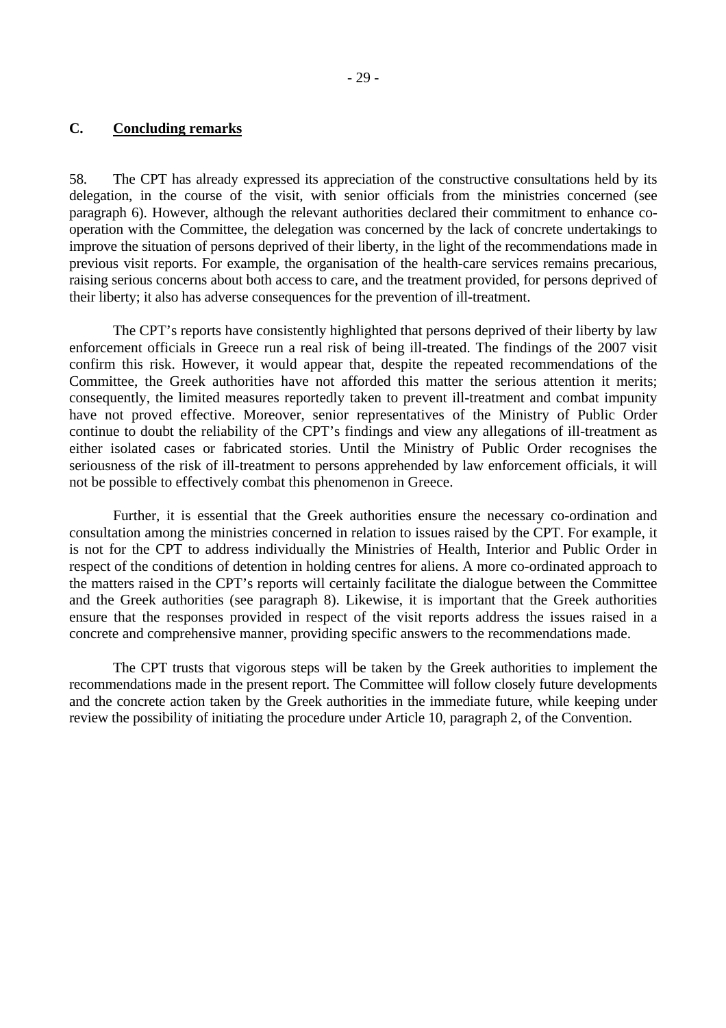## C. **Concluding remarks**

58. The CPT has already expressed its appreciation of the constructive consultations held by its delegation, in the course of the visit, with senior officials from the ministries concerned (see paragraph 6). However, although the relevant authorities declared their commitment to enhance co-operation with the Committee, the delegation was concerned by the lack of concrete undertakings to improve the situation of persons deprived of their liberty, in the light of the recommendations made in previous visit reports. For example, the organisation of the health-care services remains precarious, raising serious concerns about both access to care, and the treatment provided, for persons deprived of their liberty; it also has adverse consequences for the prevention of ill-treatment.

The CPT's reports have consistently highlighted that persons deprived of their liberty by law enforcement officials in Greece run a real risk of being ill-treated. The findings of the 2007 visit confirm this risk. However, it would appear that, despite the repeated recommendations of the Committee, the Greek authorities have not afforded this matter the serious attention it merits; consequently, the limited measures reportedly taken to prevent ill-treatment and combat impunity have not proved effective. Moreover, senior representatives of the Ministry of Public Order continue to doubt the reliability of the CPT's findings and view any allegations of ill-treatment as either isolated cases or fabricated stories. Until the Ministry of Public Order recognises the seriousness of the risk of ill-treatment to persons apprehended by law enforcement officials, it will not be possible to effectively combat this phenomenon in Greece.

Further, it is essential that the Greek authorities ensure the necessary co-ordination and consultation among the ministries concerned in relation to issues raised by the CPT. For example, it is not for the CPT to address individually the Ministries of Health, Interior and Public Order in respect of the conditions of detention in holding centres for aliens. A more co-ordinated approach to the matters raised in the CPT's reports will certainly facilitate the dialogue between the Committee and the Greek authorities (see paragraph 8). Likewise, it is important that the Greek authorities ensure that the responses provided in respect of the visit reports address the issues raised in a concrete and comprehensive manner, providing specific answers to the recommendations made.

The CPT trusts that vigorous steps will be taken by the Greek authorities to implement the recommendations made in the present report. The Committee will follow closely future developments and the concrete action taken by the Greek authorities in the immediate future, while keeping under review the possibility of initiating the procedure under Article 10, paragraph 2, of the Convention.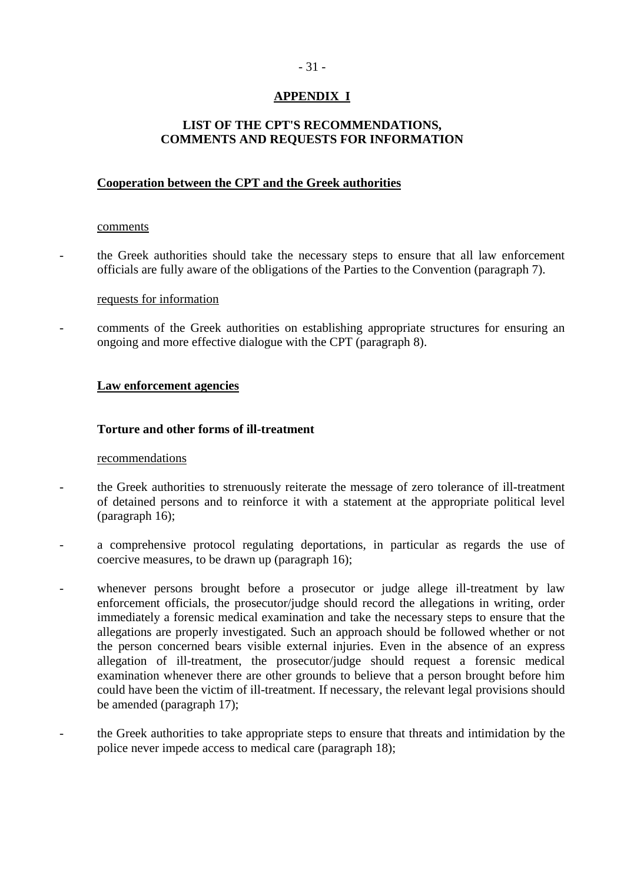## APPENDIX I

## LIST OF THE CPT'S RECOMMENDATIONS, COMMENTS AND REQUESTS FOR INFORMATION

**Cooperation between the CPT and the Greek authorities**

comments

- the Greek authorities should take the necessary steps to ensure that all law enforcement officials are fully aware of the obligations of the Parties to the Convention (paragraph 7).

requests for information

- comments of the Greek authorities on establishing appropriate structures for ensuring an ongoing and more effective dialogue with the CPT (paragraph 8).

**Law enforcement agencies**

**Torture and other forms of ill-treatment**

recommendations

- the Greek authorities to strenuously reiterate the message of zero tolerance of ill-treatment of detained persons and to reinforce it with a statement at the appropriate political level (paragraph 16);

- a comprehensive protocol regulating deportations, in particular as regards the use of coercive measures, to be drawn up (paragraph 16);

- whenever persons brought before a prosecutor or judge allege ill-treatment by law enforcement officials, the prosecutor/judge should record the allegations in writing, order immediately a forensic medical examination and take the necessary steps to ensure that the allegations are properly investigated. Such an approach should be followed whether or not the person concerned bears visible external injuries. Even in the absence of an express allegation of ill-treatment, the prosecutor/judge should request a forensic medical examination whenever there are other grounds to believe that a person brought before him could have been the victim of ill-treatment. If necessary, the relevant legal provisions should be amended (paragraph 17);

- the Greek authorities to take appropriate steps to ensure that threats and intimidation by the police never impede access to medical care (paragraph 18);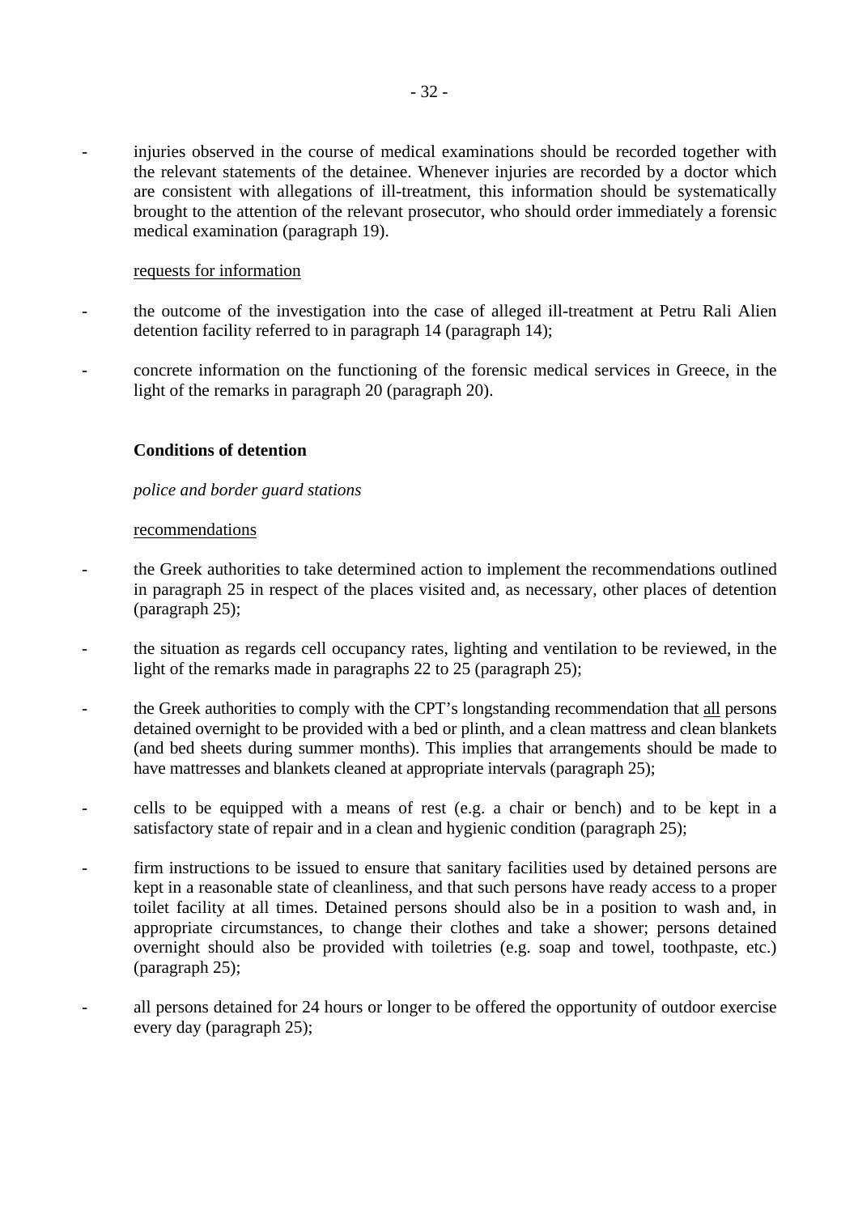- injuries observed in the course of medical examinations should be recorded together with the relevant statements of the detainee. Whenever injuries are recorded by a doctor which are consistent with allegations of ill-treatment, this information should be systematically brought to the attention of the relevant prosecutor, who should order immediately a forensic medical examination (paragraph 19).

<u>requests for information</u>

- the outcome of the investigation into the case of alleged ill-treatment at Petru Rali Alien detention facility referred to in paragraph 14 (paragraph 14);
- concrete information on the functioning of the forensic medical services in Greece, in the light of the remarks in paragraph 20 (paragraph 20).

**Conditions of detention**

*police and border guard stations*

<u>recommendations</u>

- the Greek authorities to take determined action to implement the recommendations outlined in paragraph 25 in respect of the places visited and, as necessary, other places of detention (paragraph 25);
- the situation as regards cell occupancy rates, lighting and ventilation to be reviewed, in the light of the remarks made in paragraphs 22 to 25 (paragraph 25);
- the Greek authorities to comply with the CPT's longstanding recommendation that <u>all</u> persons detained overnight to be provided with a bed or plinth, and a clean mattress and clean blankets (and bed sheets during summer months). This implies that arrangements should be made to have mattresses and blankets cleaned at appropriate intervals (paragraph 25);
- cells to be equipped with a means of rest (e.g. a chair or bench) and to be kept in a satisfactory state of repair and in a clean and hygienic condition (paragraph 25);
- firm instructions to be issued to ensure that sanitary facilities used by detained persons are kept in a reasonable state of cleanliness, and that such persons have ready access to a proper toilet facility at all times. Detained persons should also be in a position to wash and, in appropriate circumstances, to change their clothes and take a shower; persons detained overnight should also be provided with toiletries (e.g. soap and towel, toothpaste, etc.) (paragraph 25);
- all persons detained for 24 hours or longer to be offered the opportunity of outdoor exercise every day (paragraph 25);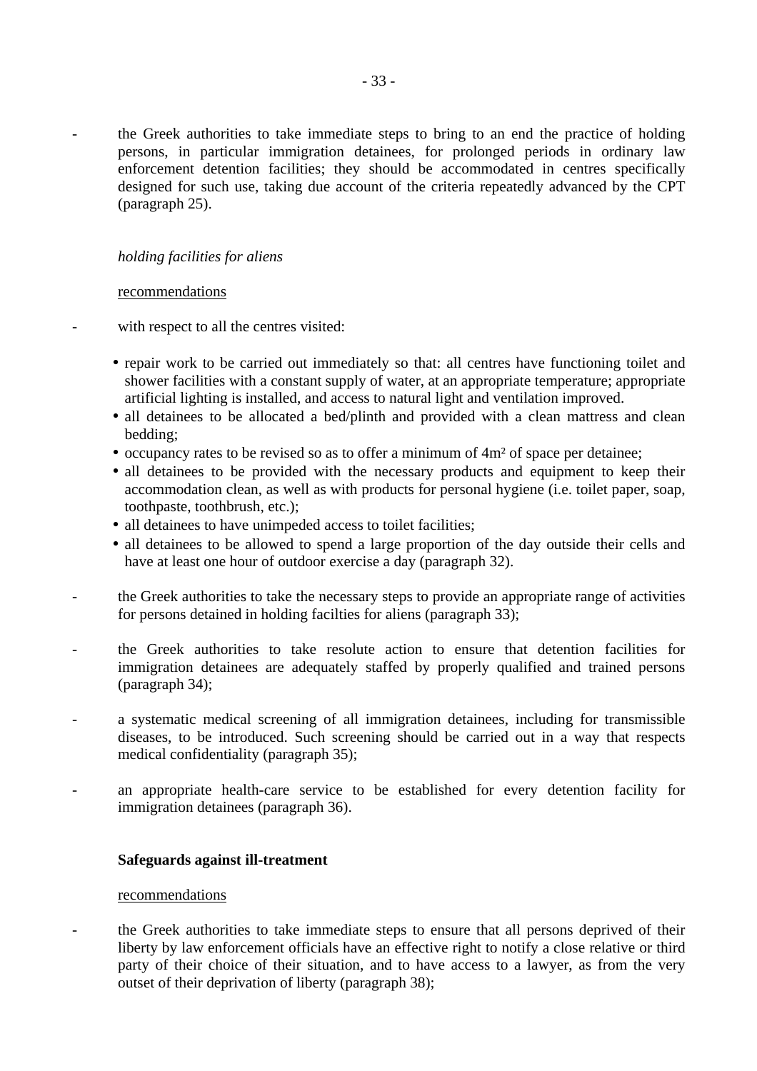- the Greek authorities to take immediate steps to bring to an end the practice of holding persons, in particular immigration detainees, for prolonged periods in ordinary law enforcement detention facilities; they should be accommodated in centres specifically designed for such use, taking due account of the criteria repeatedly advanced by the CPT (paragraph 25).

*holding facilities for aliens*

recommendations

- with respect to all the centres visited:
  - repair work to be carried out immediately so that: all centres have functioning toilet and shower facilities with a constant supply of water, at an appropriate temperature; appropriate artificial lighting is installed, and access to natural light and ventilation improved.
  - all detainees to be allocated a bed/plinth and provided with a clean mattress and clean bedding;
  - occupancy rates to be revised so as to offer a minimum of 4m² of space per detainee;
  - all detainees to be provided with the necessary products and equipment to keep their accommodation clean, as well as with products for personal hygiene (i.e. toilet paper, soap, toothpaste, toothbrush, etc.);
  - all detainees to have unimpeded access to toilet facilities;
  - all detainees to be allowed to spend a large proportion of the day outside their cells and have at least one hour of outdoor exercise a day (paragraph 32).
- the Greek authorities to take the necessary steps to provide an appropriate range of activities for persons detained in holding facilties for aliens (paragraph 33);
- the Greek authorities to take resolute action to ensure that detention facilities for immigration detainees are adequately staffed by properly qualified and trained persons (paragraph 34);
- a systematic medical screening of all immigration detainees, including for transmissible diseases, to be introduced. Such screening should be carried out in a way that respects medical confidentiality (paragraph 35);
- an appropriate health-care service to be established for every detention facility for immigration detainees (paragraph 36).

**Safeguards against ill-treatment**

recommendations

- the Greek authorities to take immediate steps to ensure that all persons deprived of their liberty by law enforcement officials have an effective right to notify a close relative or third party of their choice of their situation, and to have access to a lawyer, as from the very outset of their deprivation of liberty (paragraph 38);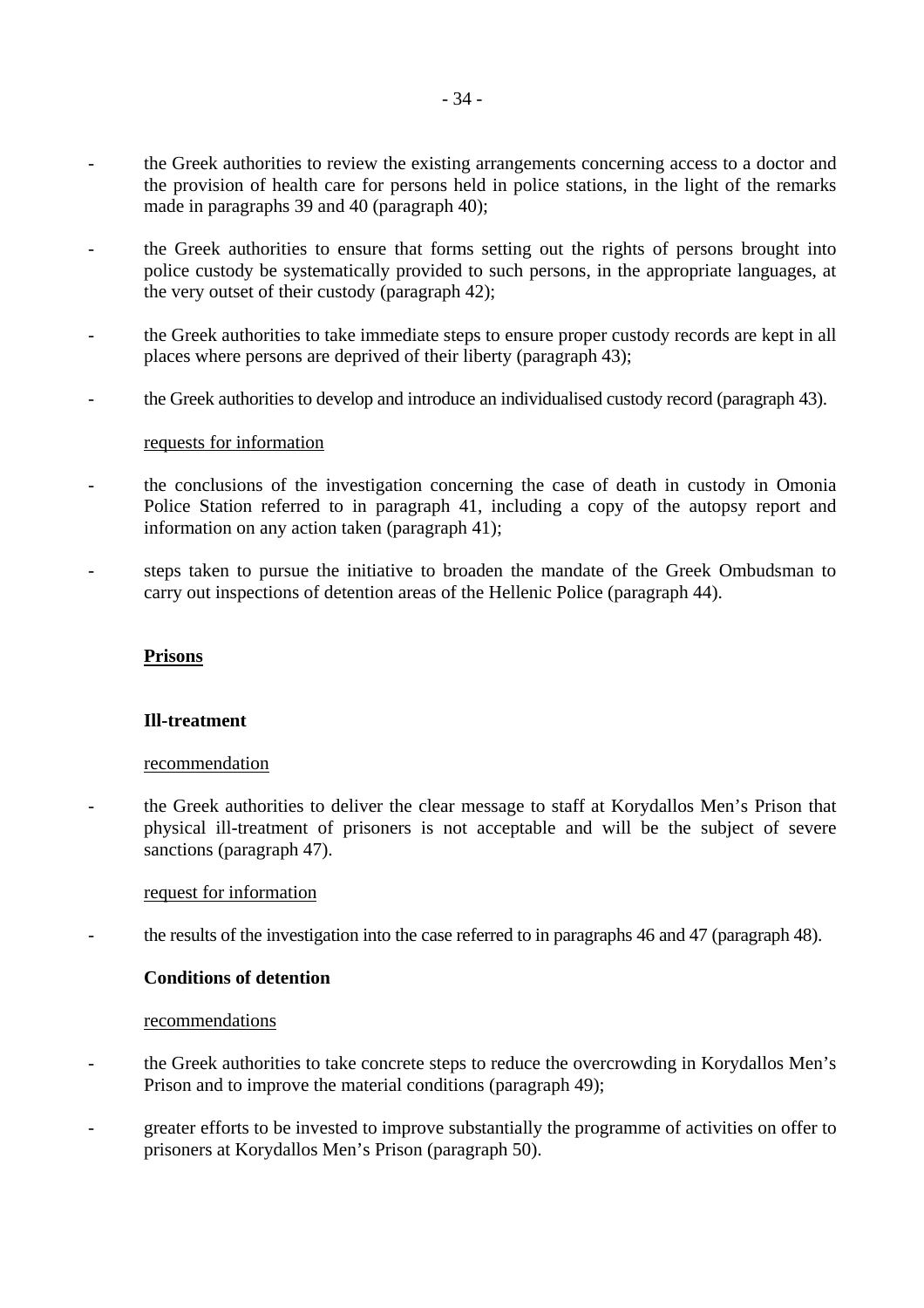- the Greek authorities to review the existing arrangements concerning access to a doctor and the provision of health care for persons held in police stations, in the light of the remarks made in paragraphs 39 and 40 (paragraph 40);

- the Greek authorities to ensure that forms setting out the rights of persons brought into police custody be systematically provided to such persons, in the appropriate languages, at the very outset of their custody (paragraph 42);

- the Greek authorities to take immediate steps to ensure proper custody records are kept in all places where persons are deprived of their liberty (paragraph 43);

- the Greek authorities to develop and introduce an individualised custody record (paragraph 43).

<u>requests for information</u>

- the conclusions of the investigation concerning the case of death in custody in Omonia Police Station referred to in paragraph 41, including a copy of the autopsy report and information on any action taken (paragraph 41);

- steps taken to pursue the initiative to broaden the mandate of the Greek Ombudsman to carry out inspections of detention areas of the Hellenic Police (paragraph 44).

## <u>Prisons</u>

### Ill-treatment

<u>recommendation</u>

- the Greek authorities to deliver the clear message to staff at Korydallos Men's Prison that physical ill-treatment of prisoners is not acceptable and will be the subject of severe sanctions (paragraph 47).

<u>request for information</u>

- the results of the investigation into the case referred to in paragraphs 46 and 47 (paragraph 48).

### Conditions of detention

<u>recommendations</u>

- the Greek authorities to take concrete steps to reduce the overcrowding in Korydallos Men's Prison and to improve the material conditions (paragraph 49);

- greater efforts to be invested to improve substantially the programme of activities on offer to prisoners at Korydallos Men's Prison (paragraph 50).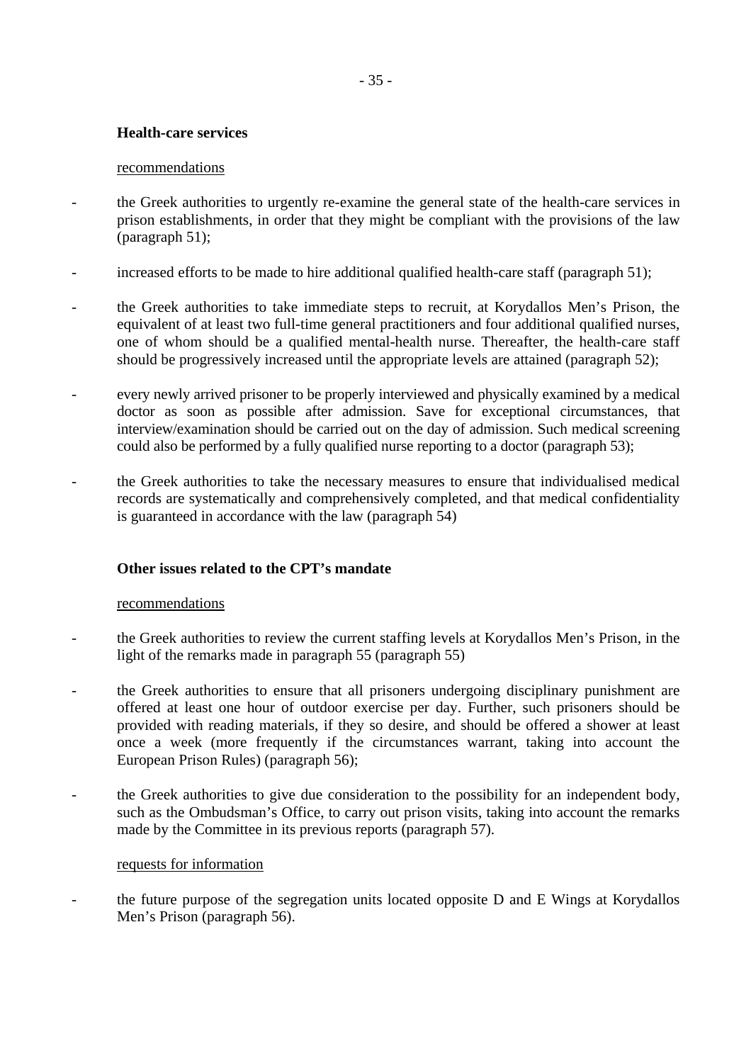**Health-care services**

recommendations

- the Greek authorities to urgently re-examine the general state of the health-care services in prison establishments, in order that they might be compliant with the provisions of the law (paragraph 51);

- increased efforts to be made to hire additional qualified health-care staff (paragraph 51);

- the Greek authorities to take immediate steps to recruit, at Korydallos Men's Prison, the equivalent of at least two full-time general practitioners and four additional qualified nurses, one of whom should be a qualified mental-health nurse. Thereafter, the health-care staff should be progressively increased until the appropriate levels are attained (paragraph 52);

- every newly arrived prisoner to be properly interviewed and physically examined by a medical doctor as soon as possible after admission. Save for exceptional circumstances, that interview/examination should be carried out on the day of admission. Such medical screening could also be performed by a fully qualified nurse reporting to a doctor (paragraph 53);

- the Greek authorities to take the necessary measures to ensure that individualised medical records are systematically and comprehensively completed, and that medical confidentiality is guaranteed in accordance with the law (paragraph 54)

**Other issues related to the CPT's mandate**

recommendations

- the Greek authorities to review the current staffing levels at Korydallos Men's Prison, in the light of the remarks made in paragraph 55 (paragraph 55)

- the Greek authorities to ensure that all prisoners undergoing disciplinary punishment are offered at least one hour of outdoor exercise per day. Further, such prisoners should be provided with reading materials, if they so desire, and should be offered a shower at least once a week (more frequently if the circumstances warrant, taking into account the European Prison Rules) (paragraph 56);

- the Greek authorities to give due consideration to the possibility for an independent body, such as the Ombudsman's Office, to carry out prison visits, taking into account the remarks made by the Committee in its previous reports (paragraph 57).

requests for information

- the future purpose of the segregation units located opposite D and E Wings at Korydallos Men's Prison (paragraph 56).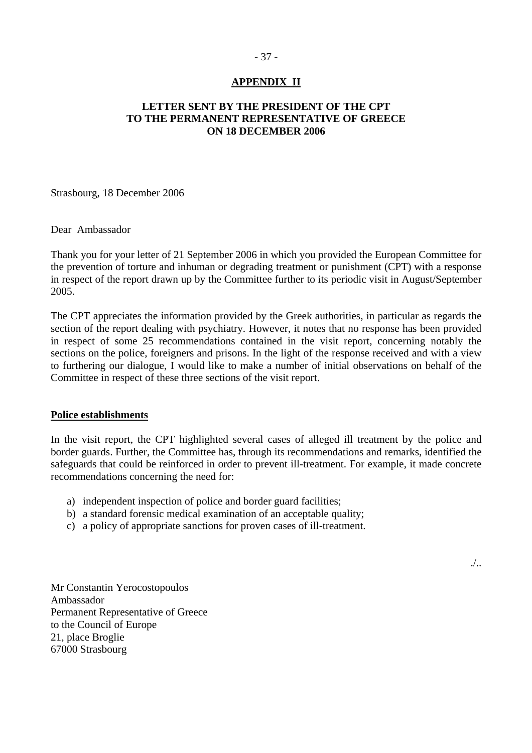## APPENDIX II

### LETTER SENT BY THE PRESIDENT OF THE CPT TO THE PERMANENT REPRESENTATIVE OF GREECE ON 18 DECEMBER 2006

Strasbourg, 18 December 2006

Dear Ambassador

Thank you for your letter of 21 September 2006 in which you provided the European Committee for the prevention of torture and inhuman or degrading treatment or punishment (CPT) with a response in respect of the report drawn up by the Committee further to its periodic visit in August/September 2005.

The CPT appreciates the information provided by the Greek authorities, in particular as regards the section of the report dealing with psychiatry. However, it notes that no response has been provided in respect of some 25 recommendations contained in the visit report, concerning notably the sections on the police, foreigners and prisons. In the light of the response received and with a view to furthering our dialogue, I would like to make a number of initial observations on behalf of the Committee in respect of these three sections of the visit report.

**Police establishments**

In the visit report, the CPT highlighted several cases of alleged ill treatment by the police and border guards. Further, the Committee has, through its recommendations and remarks, identified the safeguards that could be reinforced in order to prevent ill-treatment. For example, it made concrete recommendations concerning the need for:

a) independent inspection of police and border guard facilities;
b) a standard forensic medical examination of an acceptable quality;
c) a policy of appropriate sanctions for proven cases of ill-treatment.

./..

Mr Constantin Yerocostopoulos
Ambassador
Permanent Representative of Greece
to the Council of Europe
21, place Broglie
67000 Strasbourg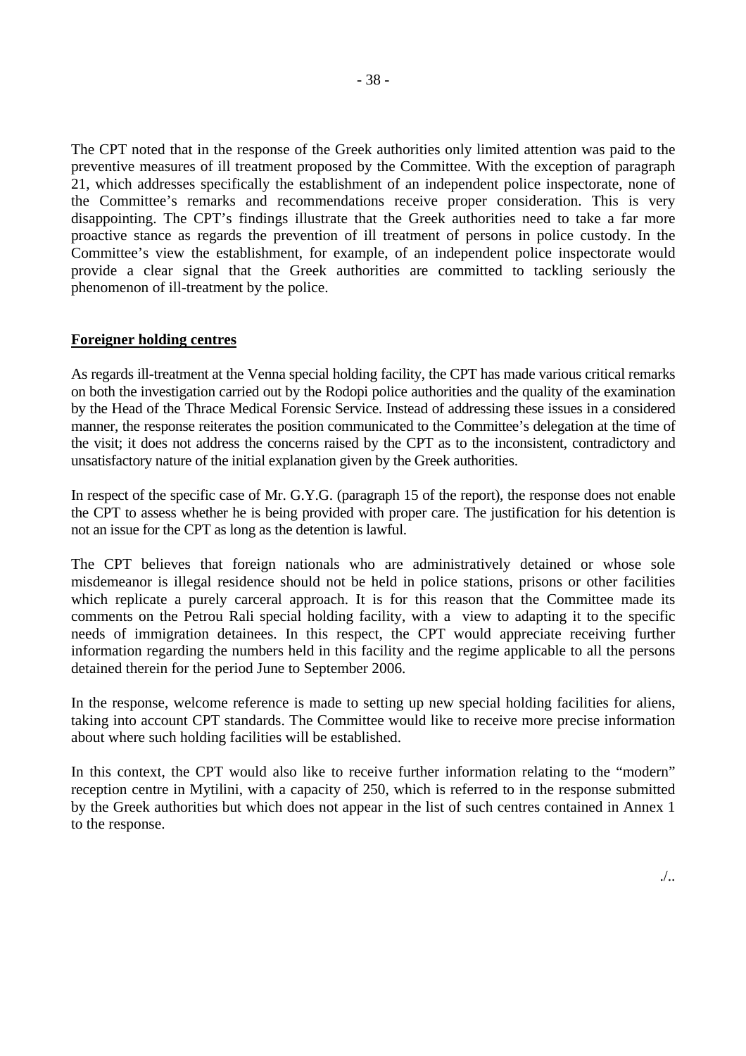The CPT noted that in the response of the Greek authorities only limited attention was paid to the preventive measures of ill treatment proposed by the Committee. With the exception of paragraph 21, which addresses specifically the establishment of an independent police inspectorate, none of the Committee's remarks and recommendations receive proper consideration. This is very disappointing. The CPT's findings illustrate that the Greek authorities need to take a far more proactive stance as regards the prevention of ill treatment of persons in police custody. In the Committee's view the establishment, for example, of an independent police inspectorate would provide a clear signal that the Greek authorities are committed to tackling seriously the phenomenon of ill-treatment by the police.

**Foreigner holding centres**

As regards ill-treatment at the Venna special holding facility, the CPT has made various critical remarks on both the investigation carried out by the Rodopi police authorities and the quality of the examination by the Head of the Thrace Medical Forensic Service. Instead of addressing these issues in a considered manner, the response reiterates the position communicated to the Committee's delegation at the time of the visit; it does not address the concerns raised by the CPT as to the inconsistent, contradictory and unsatisfactory nature of the initial explanation given by the Greek authorities.

In respect of the specific case of Mr. G.Y.G. (paragraph 15 of the report), the response does not enable the CPT to assess whether he is being provided with proper care. The justification for his detention is not an issue for the CPT as long as the detention is lawful.

The CPT believes that foreign nationals who are administratively detained or whose sole misdemeanor is illegal residence should not be held in police stations, prisons or other facilities which replicate a purely carceral approach. It is for this reason that the Committee made its comments on the Petrou Rali special holding facility, with a view to adapting it to the specific needs of immigration detainees. In this respect, the CPT would appreciate receiving further information regarding the numbers held in this facility and the regime applicable to all the persons detained therein for the period June to September 2006.

In the response, welcome reference is made to setting up new special holding facilities for aliens, taking into account CPT standards. The Committee would like to receive more precise information about where such holding facilities will be established.

In this context, the CPT would also like to receive further information relating to the "modern" reception centre in Mytilini, with a capacity of 250, which is referred to in the response submitted by the Greek authorities but which does not appear in the list of such centres contained in Annex 1 to the response.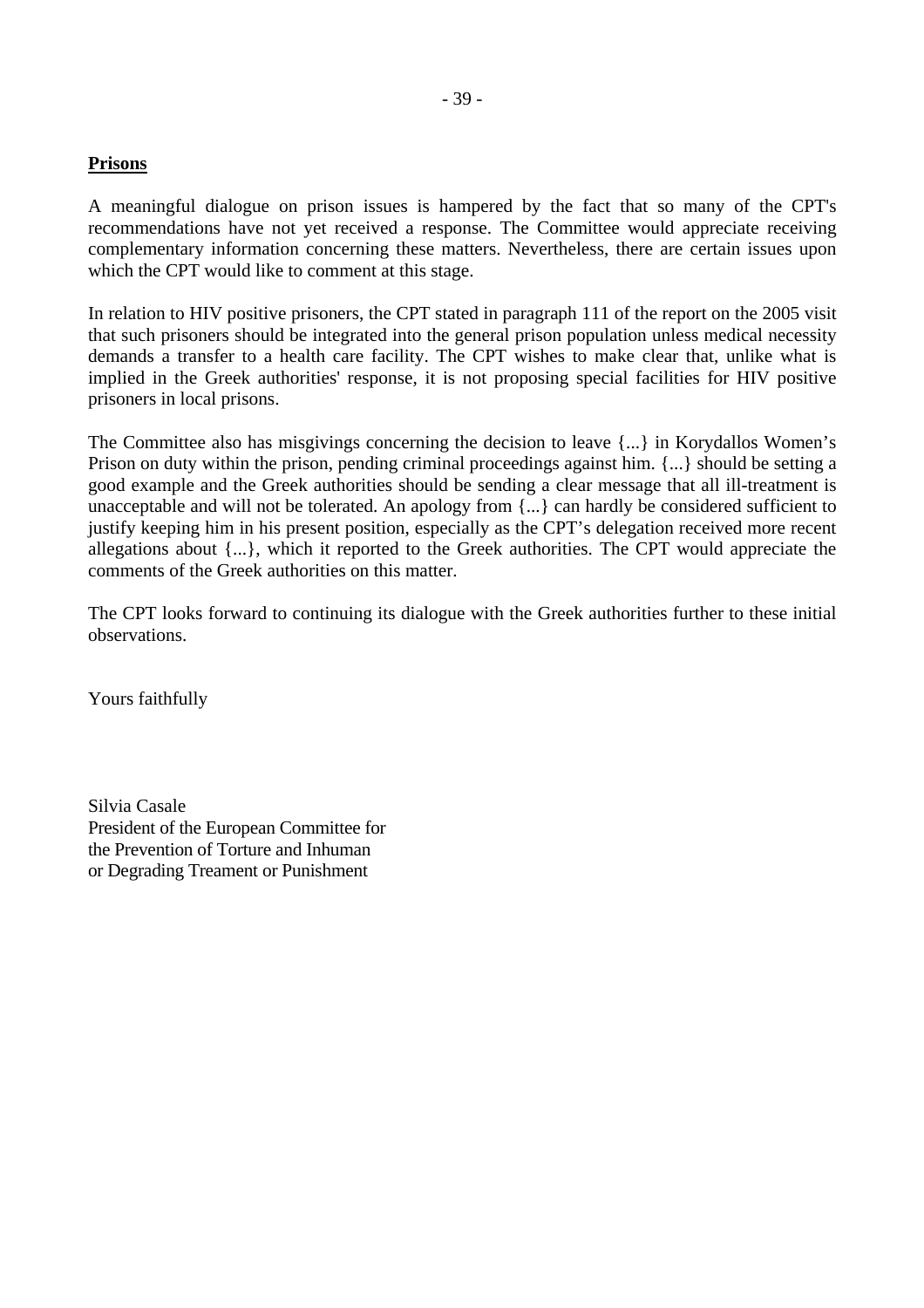**Prisons**

A meaningful dialogue on prison issues is hampered by the fact that so many of the CPT's recommendations have not yet received a response. The Committee would appreciate receiving complementary information concerning these matters. Nevertheless, there are certain issues upon which the CPT would like to comment at this stage.

In relation to HIV positive prisoners, the CPT stated in paragraph 111 of the report on the 2005 visit that such prisoners should be integrated into the general prison population unless medical necessity demands a transfer to a health care facility. The CPT wishes to make clear that, unlike what is implied in the Greek authorities' response, it is not proposing special facilities for HIV positive prisoners in local prisons.

The Committee also has misgivings concerning the decision to leave {...} in Korydallos Women's Prison on duty within the prison, pending criminal proceedings against him. {...} should be setting a good example and the Greek authorities should be sending a clear message that all ill-treatment is unacceptable and will not be tolerated. An apology from {...} can hardly be considered sufficient to justify keeping him in his present position, especially as the CPT's delegation received more recent allegations about {...}, which it reported to the Greek authorities. The CPT would appreciate the comments of the Greek authorities on this matter.

The CPT looks forward to continuing its dialogue with the Greek authorities further to these initial observations.

Yours faithfully

Silvia Casale
President of the European Committee for
the Prevention of Torture and Inhuman
or Degrading Treament or Punishment